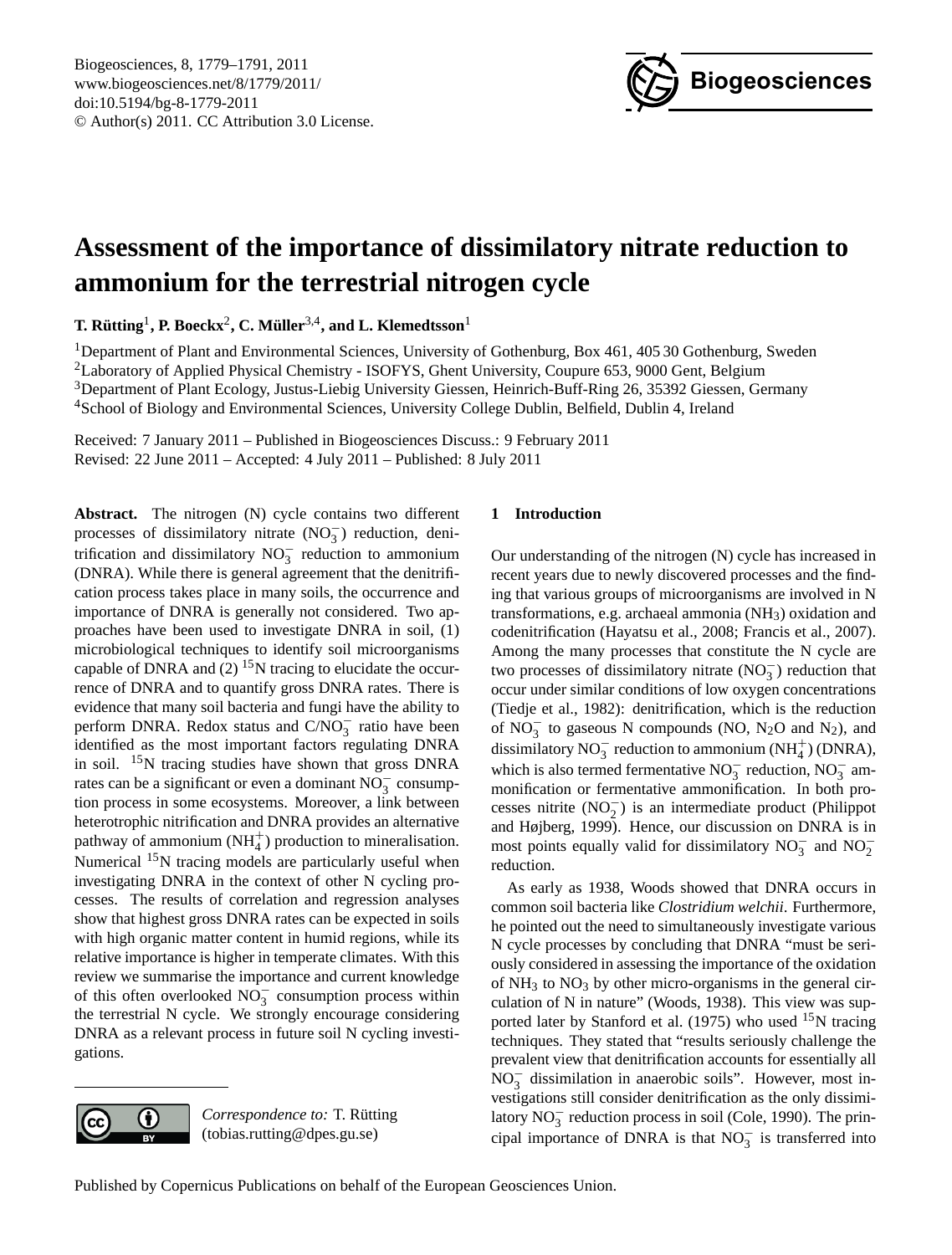# Assessment of the importance of dissimilatory nitrate reduction to ammonium for the terrestrial nitrogen cycle

**T. Rütting**[1], **P. Boeckx**[2], **C. Müller**[3,4], **and L. Klemedtsson**[1]

[1]Department of Plant and Environmental Sciences, University of Gothenburg, Box 461, 405 30 Gothenburg, Sweden

[2]Laboratory of Applied Physical Chemistry - ISOFYS, Ghent University, Coupure 653, 9000 Gent, Belgium

[3]Department of Plant Ecology, Justus-Liebig University Giessen, Heinrich-Buff-Ring 26, 35392 Giessen, Germany

[4]School of Biology and Environmental Sciences, University College Dublin, Belfield, Dublin 4, Ireland

Received: 7 January 2011 – Published in Biogeosciences Discuss.: 9 February 2011
Revised: 22 June 2011 – Accepted: 4 July 2011 – Published: 8 July 2011

**Abstract.** The nitrogen (N) cycle contains two different processes of dissimilatory nitrate ($NO_3^-$) reduction, denitrification and dissimilatory $NO_3^-$ reduction to ammonium (DNRA). While there is general agreement that the denitrification process takes place in many soils, the occurrence and importance of DNRA is generally not considered. Two approaches have been used to investigate DNRA in soil, (1) microbiological techniques to identify soil microorganisms capable of DNRA and (2) $^{15}N$ tracing to elucidate the occurrence of DNRA and to quantify gross DNRA rates. There is evidence that many soil bacteria and fungi have the ability to perform DNRA. Redox status and $C/NO_3^-$ ratio have been identified as the most important factors regulating DNRA in soil. $^{15}N$ tracing studies have shown that gross DNRA rates can be a significant or even a dominant $NO_3^-$ consumption process in some ecosystems. Moreover, a link between heterotrophic nitrification and DNRA provides an alternative pathway of ammonium ($NH_4^+$) production to mineralisation. Numerical $^{15}N$ tracing models are particularly useful when investigating DNRA in the context of other N cycling processes. The results of correlation and regression analyses show that highest gross DNRA rates can be expected in soils with high organic matter content in humid regions, while its relative importance is higher in temperate climates. With this review we summarise the importance and current knowledge of this often overlooked $NO_3^-$ consumption process within the terrestrial N cycle. We strongly encourage considering DNRA as a relevant process in future soil N cycling investigations.

*Correspondence to:* T. Rütting
(tobias.rutting@dpes.gu.se)

## 1 Introduction

Our understanding of the nitrogen (N) cycle has increased in recent years due to newly discovered processes and the finding that various groups of microorganisms are involved in N transformations, e.g. archaeal ammonia ($NH_3$) oxidation and codenitrification (Hayatsu et al., 2008; Francis et al., 2007). Among the many processes that constitute the N cycle are two processes of dissimilatory nitrate ($NO_3^-$) reduction that occur under similar conditions of low oxygen concentrations (Tiedje et al., 1982): denitrification, which is the reduction of $NO_3^-$ to gaseous N compounds (NO, $N_2O$ and $N_2$), and dissimilatory $NO_3^-$ reduction to ammonium ($NH_4^+$) (DNRA), which is also termed fermentative $NO_3^-$ reduction, $NO_3^-$ ammonification or fermentative ammonification. In both processes nitrite ($NO_2^-$) is an intermediate product (Philippot and Højberg, 1999). Hence, our discussion on DNRA is in most points equally valid for dissimilatory $NO_3^-$ and $NO_2^-$ reduction.

As early as 1938, Woods showed that DNRA occurs in common soil bacteria like *Clostridium welchii*. Furthermore, he pointed out the need to simultaneously investigate various N cycle processes by concluding that DNRA "must be seriously considered in assessing the importance of the oxidation of $NH_3$ to $NO_3$ by other micro-organisms in the general circulation of N in nature" (Woods, 1938). This view was supported later by Stanford et al. (1975) who used $^{15}N$ tracing techniques. They stated that "results seriously challenge the prevalent view that denitrification accounts for essentially all $NO_3^-$ dissimilation in anaerobic soils". However, most investigations still consider denitrification as the only dissimilatory $NO_3^-$ reduction process in soil (Cole, 1990). The principal importance of DNRA is that $NO_3^-$ is transferred into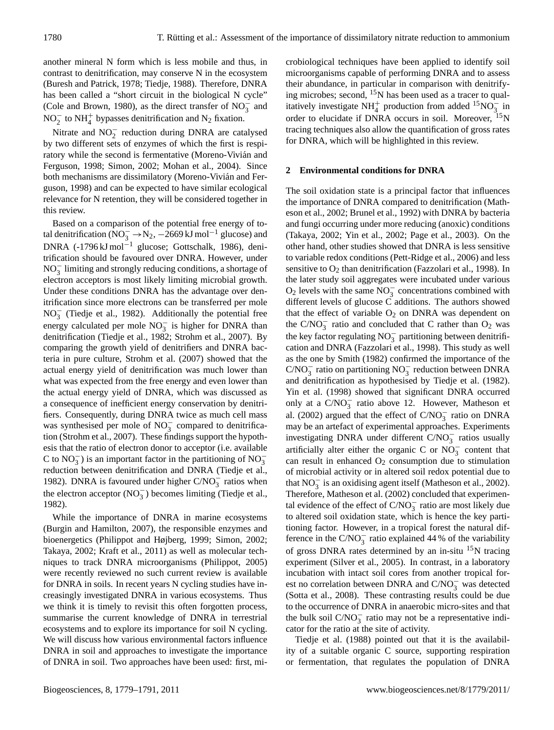another mineral N form which is less mobile and thus, in contrast to denitrification, may conserve N in the ecosystem (Buresh and Patrick, 1978; Tiedje, 1988). Therefore, DNRA has been called a "short circuit in the biological N cycle" (Cole and Brown, 1980), as the direct transfer of $NO_3^-$ and $NO_2^-$ to $NH_4^+$ bypasses denitrification and $N_2$ fixation.

Nitrate and $NO_2^-$ reduction during DNRA are catalysed by two different sets of enzymes of which the first is respiratory while the second is fermentative (Moreno-Vivián and Ferguson, 1998; Simon, 2002; Mohan et al., 2004). Since both mechanisms are dissimilatory (Moreno-Vivián and Ferguson, 1998) and can be expected to have similar ecological relevance for N retention, they will be considered together in this review.

Based on a comparison of the potential free energy of total denitrification ($NO_3^- \rightarrow N_2$, $-2669\,\mathrm{kJ\,mol^{-1}}$ glucose) and DNRA ($-1796\,\mathrm{kJ\,mol^{-1}}$ glucose; Gottschalk, 1986), denitrification should be favoured over DNRA. However, under $NO_3^-$ limiting and strongly reducing conditions, a shortage of electron acceptors is most likely limiting microbial growth. Under these conditions DNRA has the advantage over denitrification since more electrons can be transferred per mole $NO_3^-$ (Tiedje et al., 1982). Additionally the potential free energy calculated per mole $NO_3^-$ is higher for DNRA than denitrification (Tiedje et al., 1982; Strohm et al., 2007). By comparing the growth yield of denitrifiers and DNRA bacteria in pure culture, Strohm et al. (2007) showed that the actual energy yield of denitrification was much lower than what was expected from the free energy and even lower than the actual energy yield of DNRA, which was discussed as a consequence of inefficient energy conservation by denitrifiers. Consequently, during DNRA twice as much cell mass was synthesised per mole of $NO_3^-$ compared to denitrification (Strohm et al., 2007). These findings support the hypothesis that the ratio of electron donor to acceptor (i.e. available C to $NO_3^-$) is an important factor in the partitioning of $NO_3^-$ reduction between denitrification and DNRA (Tiedje et al., 1982). DNRA is favoured under higher C/$NO_3^-$ ratios when the electron acceptor ($NO_3^-$) becomes limiting (Tiedje et al., 1982).

While the importance of DNRA in marine ecosystems (Burgin and Hamilton, 2007), the responsible enzymes and bioenergetics (Philippot and Højberg, 1999; Simon, 2002; Takaya, 2002; Kraft et al., 2011) as well as molecular techniques to track DNRA microorganisms (Philippot, 2005) were recently reviewed no such current review is available for DNRA in soils. In recent years N cycling studies have increasingly investigated DNRA in various ecosystems. Thus we think it is timely to revisit this often forgotten process, summarise the current knowledge of DNRA in terrestrial ecosystems and to explore its importance for soil N cycling. We will discuss how various environmental factors influence DNRA in soil and approaches to investigate the importance of DNRA in soil. Two approaches have been used: first, microbiological techniques have been applied to identify soil microorganisms capable of performing DNRA and to assess their abundance, in particular in comparison with denitrifying microbes; second, $^{15}$N has been used as a tracer to qualitatively investigate $NH_4^+$ production from added $^{15}NO_3^-$ in order to elucidate if DNRA occurs in soil. Moreover, $^{15}$N tracing techniques also allow the quantification of gross rates for DNRA, which will be highlighted in this review.

## 2 Environmental conditions for DNRA

The soil oxidation state is a principal factor that influences the importance of DNRA compared to denitrification (Matheson et al., 2002; Brunel et al., 1992) with DNRA by bacteria and fungi occurring under more reducing (anoxic) conditions (Takaya, 2002; Yin et al., 2002; Page et al., 2003). On the other hand, other studies showed that DNRA is less sensitive to variable redox conditions (Pett-Ridge et al., 2006) and less sensitive to $O_2$ than denitrification (Fazzolari et al., 1998). In the later study soil aggregates were incubated under various $O_2$ levels with the same $NO_3^-$ concentrations combined with different levels of glucose C additions. The authors showed that the effect of variable $O_2$ on DNRA was dependent on the C/$NO_3^-$ ratio and concluded that C rather than $O_2$ was the key factor regulating $NO_3^-$ partitioning between denitrification and DNRA (Fazzolari et al., 1998). This study as well as the one by Smith (1982) confirmed the importance of the C/$NO_3^-$ ratio on partitioning $NO_3^-$ reduction between DNRA and denitrification as hypothesised by Tiedje et al. (1982). Yin et al. (1998) showed that significant DNRA occurred only at a C/$NO_3^-$ ratio above 12. However, Matheson et al. (2002) argued that the effect of C/$NO_3^-$ ratio on DNRA may be an artefact of experimental approaches. Experiments investigating DNRA under different C/$NO_3^-$ ratios usually artificially alter either the organic C or $NO_3^-$ content that can result in enhanced $O_2$ consumption due to stimulation of microbial activity or in altered soil redox potential due to that $NO_3^-$ is an oxidising agent itself (Matheson et al., 2002). Therefore, Matheson et al. (2002) concluded that experimental evidence of the effect of C/$NO_3^-$ ratio are most likely due to altered soil oxidation state, which is hence the key partitioning factor. However, in a tropical forest the natural difference in the C/$NO_3^-$ ratio explained 44 % of the variability of gross DNRA rates determined by an in-situ $^{15}$N tracing experiment (Silver et al., 2005). In contrast, in a laboratory incubation with intact soil cores from another tropical forest no correlation between DNRA and C/$NO_3^-$ was detected (Sotta et al., 2008). These contrasting results could be due to the occurrence of DNRA in anaerobic micro-sites and that the bulk soil C/$NO_3^-$ ratio may not be a representative indicator for the ratio at the site of activity.

Tiedje et al. (1988) pointed out that it is the availability of a suitable organic C source, supporting respiration or fermentation, that regulates the population of DNRA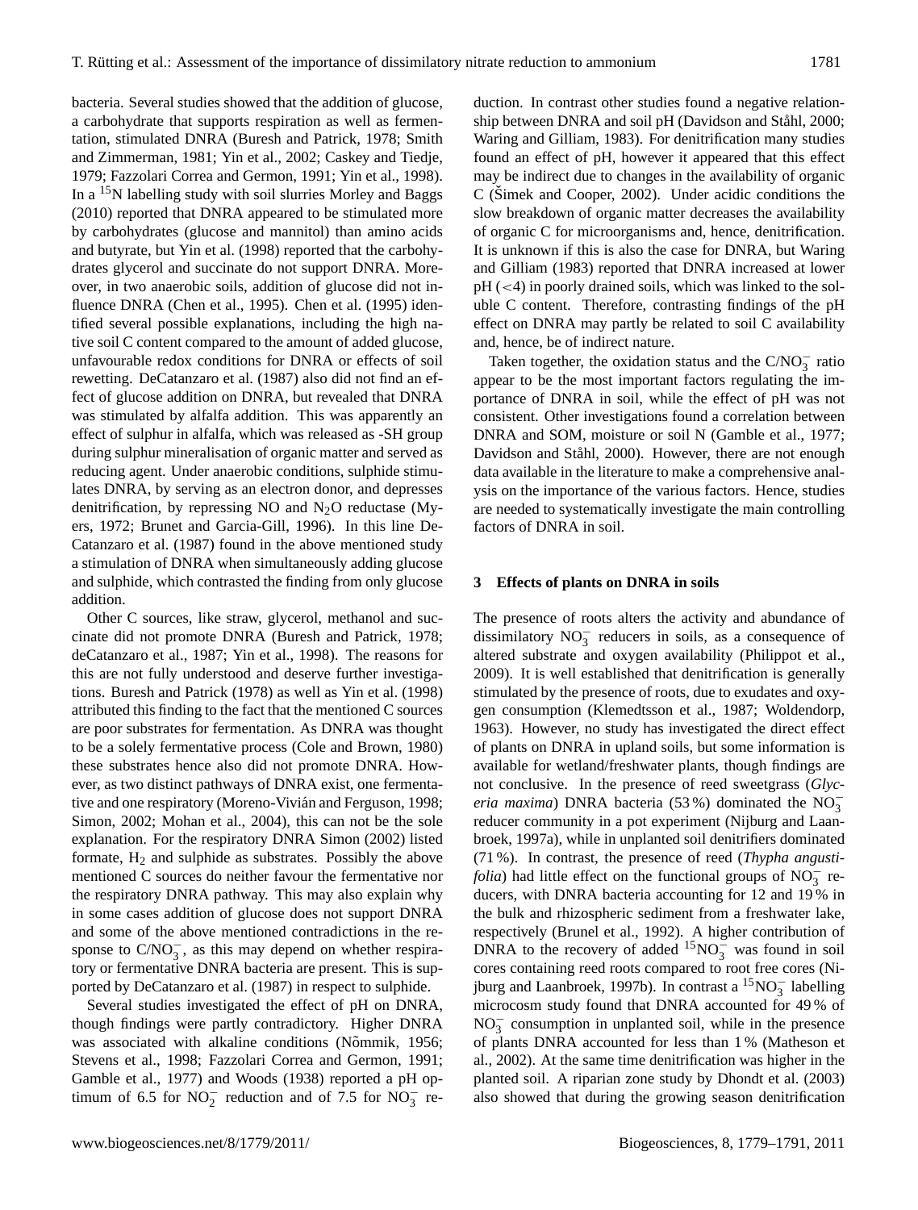bacteria. Several studies showed that the addition of glucose, a carbohydrate that supports respiration as well as fermentation, stimulated DNRA (Buresh and Patrick, 1978; Smith and Zimmerman, 1981; Yin et al., 2002; Caskey and Tiedje, 1979; Fazzolari Correa and Germon, 1991; Yin et al., 1998). In a $^{15}$N labelling study with soil slurries Morley and Baggs (2010) reported that DNRA appeared to be stimulated more by carbohydrates (glucose and mannitol) than amino acids and butyrate, but Yin et al. (1998) reported that the carbohydrates glycerol and succinate do not support DNRA. Moreover, in two anaerobic soils, addition of glucose did not influence DNRA (Chen et al., 1995). Chen et al. (1995) identified several possible explanations, including the high native soil C content compared to the amount of added glucose, unfavourable redox conditions for DNRA or effects of soil rewetting. DeCatanzaro et al. (1987) also did not find an effect of glucose addition on DNRA, but revealed that DNRA was stimulated by alfalfa addition. This was apparently an effect of sulphur in alfalfa, which was released as -SH group during sulphur mineralisation of organic matter and served as reducing agent. Under anaerobic conditions, sulphide stimulates DNRA, by serving as an electron donor, and depresses denitrification, by repressing NO and $N_2O$ reductase (Myers, 1972; Brunet and Garcia-Gill, 1996). In this line DeCatanzaro et al. (1987) found in the above mentioned study a stimulation of DNRA when simultaneously adding glucose and sulphide, which contrasted the finding from only glucose addition.

Other C sources, like straw, glycerol, methanol and succinate did not promote DNRA (Buresh and Patrick, 1978; deCatanzaro et al., 1987; Yin et al., 1998). The reasons for this are not fully understood and deserve further investigations. Buresh and Patrick (1978) as well as Yin et al. (1998) attributed this finding to the fact that the mentioned C sources are poor substrates for fermentation. As DNRA was thought to be a solely fermentative process (Cole and Brown, 1980) these substrates hence also did not promote DNRA. However, as two distinct pathways of DNRA exist, one fermentative and one respiratory (Moreno-Vivián and Ferguson, 1998; Simon, 2002; Mohan et al., 2004), this can not be the sole explanation. For the respiratory DNRA Simon (2002) listed formate, $H_2$ and sulphide as substrates. Possibly the above mentioned C sources do neither favour the fermentative nor the respiratory DNRA pathway. This may also explain why in some cases addition of glucose does not support DNRA and some of the above mentioned contradictions in the response to C/$NO_3^-$, as this may depend on whether respiratory or fermentative DNRA bacteria are present. This is supported by DeCatanzaro et al. (1987) in respect to sulphide.

Several studies investigated the effect of pH on DNRA, though findings were partly contradictory. Higher DNRA was associated with alkaline conditions (Nõmmik, 1956; Stevens et al., 1998; Fazzolari Correa and Germon, 1991; Gamble et al., 1977) and Woods (1938) reported a pH optimum of 6.5 for $NO_2^-$ reduction and of 7.5 for $NO_3^-$ reduction. In contrast other studies found a negative relationship between DNRA and soil pH (Davidson and Ståhl, 2000; Waring and Gilliam, 1983). For denitrification many studies found an effect of pH, however it appeared that this effect may be indirect due to changes in the availability of organic C (Šimek and Cooper, 2002). Under acidic conditions the slow breakdown of organic matter decreases the availability of organic C for microorganisms and, hence, denitrification. It is unknown if this is also the case for DNRA, but Waring and Gilliam (1983) reported that DNRA increased at lower pH (<4) in poorly drained soils, which was linked to the soluble C content. Therefore, contrasting findings of the pH effect on DNRA may partly be related to soil C availability and, hence, be of indirect nature.

Taken together, the oxidation status and the C/$NO_3^-$ ratio appear to be the most important factors regulating the importance of DNRA in soil, while the effect of pH was not consistent. Other investigations found a correlation between DNRA and SOM, moisture or soil N (Gamble et al., 1977; Davidson and Ståhl, 2000). However, there are not enough data available in the literature to make a comprehensive analysis on the importance of the various factors. Hence, studies are needed to systematically investigate the main controlling factors of DNRA in soil.

## 3 Effects of plants on DNRA in soils

The presence of roots alters the activity and abundance of dissimilatory $NO_3^-$ reducers in soils, as a consequence of altered substrate and oxygen availability (Philippot et al., 2009). It is well established that denitrification is generally stimulated by the presence of roots, due to exudates and oxygen consumption (Klemedtsson et al., 1987; Woldendorp, 1963). However, no study has investigated the direct effect of plants on DNRA in upland soils, but some information is available for wetland/freshwater plants, though findings are not conclusive. In the presence of reed sweetgrass (*Glyceria maxima*) DNRA bacteria (53 %) dominated the $NO_3^-$ reducer community in a pot experiment (Nijburg and Laanbroek, 1997a), while in unplanted soil denitrifiers dominated (71 %). In contrast, the presence of reed (*Thypha angustifolia*) had little effect on the functional groups of $NO_3^-$ reducers, with DNRA bacteria accounting for 12 and 19 % in the bulk and rhizospheric sediment from a freshwater lake, respectively (Brunel et al., 1992). A higher contribution of DNRA to the recovery of added $^{15}NO_3^-$ was found in soil cores containing reed roots compared to root free cores (Nijburg and Laanbroek, 1997b). In contrast a $^{15}NO_3^-$ labelling microcosm study found that DNRA accounted for 49 % of $NO_3^-$ consumption in unplanted soil, while in the presence of plants DNRA accounted for less than 1 % (Matheson et al., 2002). At the same time denitrification was higher in the planted soil. A riparian zone study by Dhondt et al. (2003) also showed that during the growing season denitrification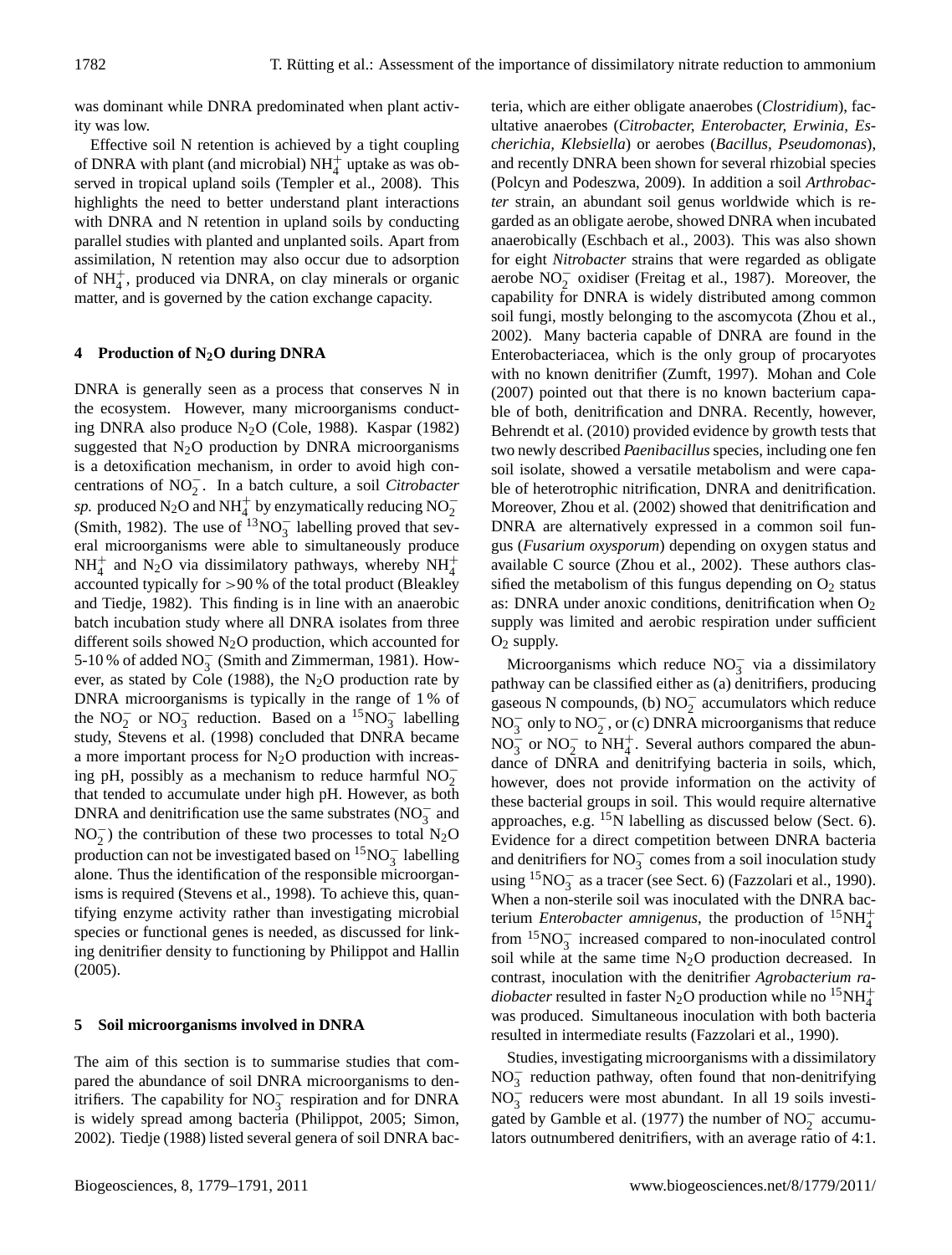was dominant while DNRA predominated when plant activity was low.

Effective soil N retention is achieved by a tight coupling of DNRA with plant (and microbial) $NH_4^+$ uptake as was observed in tropical upland soils (Templer et al., 2008). This highlights the need to better understand plant interactions with DNRA and N retention in upland soils by conducting parallel studies with planted and unplanted soils. Apart from assimilation, N retention may also occur due to adsorption of $NH_4^+$, produced via DNRA, on clay minerals or organic matter, and is governed by the cation exchange capacity.

## 4 Production of $N_2O$ during DNRA

DNRA is generally seen as a process that conserves N in the ecosystem. However, many microorganisms conducting DNRA also produce $N_2O$ (Cole, 1988). Kaspar (1982) suggested that $N_2O$ production by DNRA microorganisms is a detoxification mechanism, in order to avoid high concentrations of $NO_2^-$. In a batch culture, a soil *Citrobacter sp.* produced $N_2O$ and $NH_4^+$ by enzymatically reducing $NO_2^-$ (Smith, 1982). The use of $^{13}NO_3^-$ labelling proved that several microorganisms were able to simultaneously produce $NH_4^+$ and $N_2O$ via dissimilatory pathways, whereby $NH_4^+$ accounted typically for >90 % of the total product (Bleakley and Tiedje, 1982). This finding is in line with an anaerobic batch incubation study where all DNRA isolates from three different soils showed $N_2O$ production, which accounted for 5-10 % of added $NO_3^-$ (Smith and Zimmerman, 1981). However, as stated by Cole (1988), the $N_2O$ production rate by DNRA microorganisms is typically in the range of 1 % of the $NO_2^-$ or $NO_3^-$ reduction. Based on a $^{15}NO_3^-$ labelling study, Stevens et al. (1998) concluded that DNRA became a more important process for $N_2O$ production with increasing pH, possibly as a mechanism to reduce harmful $NO_2^-$ that tended to accumulate under high pH. However, as both DNRA and denitrification use the same substrates ($NO_3^-$ and $NO_2^-$) the contribution of these two processes to total $N_2O$ production can not be investigated based on $^{15}NO_3^-$ labelling alone. Thus the identification of the responsible microorganisms is required (Stevens et al., 1998). To achieve this, quantifying enzyme activity rather than investigating microbial species or functional genes is needed, as discussed for linking denitrifier density to functioning by Philippot and Hallin (2005).

## 5 Soil microorganisms involved in DNRA

The aim of this section is to summarise studies that compared the abundance of soil DNRA microorganisms to denitrifiers. The capability for $NO_3^-$ respiration and for DNRA is widely spread among bacteria (Philippot, 2005; Simon, 2002). Tiedje (1988) listed several genera of soil DNRA bacteria, which are either obligate anaerobes (*Clostridium*), facultative anaerobes (*Citrobacter, Enterobacter, Erwinia, Escherichia, Klebsiella*) or aerobes (*Bacillus, Pseudomonas*), and recently DNRA been shown for several rhizobial species (Polcyn and Podeszwa, 2009). In addition a soil *Arthrobacter* strain, an abundant soil genus worldwide which is regarded as an obligate aerobe, showed DNRA when incubated anaerobically (Eschbach et al., 2003). This was also shown for eight *Nitrobacter* strains that were regarded as obligate aerobe $NO_2^-$ oxidiser (Freitag et al., 1987). Moreover, the capability for DNRA is widely distributed among common soil fungi, mostly belonging to the ascomycota (Zhou et al., 2002). Many bacteria capable of DNRA are found in the Enterobacteriacea, which is the only group of procaryotes with no known denitrifier (Zumft, 1997). Mohan and Cole (2007) pointed out that there is no known bacterium capable of both, denitrification and DNRA. Recently, however, Behrendt et al. (2010) provided evidence by growth tests that two newly described *Paenibacillus* species, including one fen soil isolate, showed a versatile metabolism and were capable of heterotrophic nitrification, DNRA and denitrification. Moreover, Zhou et al. (2002) showed that denitrification and DNRA are alternatively expressed in a common soil fungus (*Fusarium oxysporum*) depending on oxygen status and available C source (Zhou et al., 2002). These authors classified the metabolism of this fungus depending on $O_2$ status as: DNRA under anoxic conditions, denitrification when $O_2$ supply was limited and aerobic respiration under sufficient $O_2$ supply.

Microorganisms which reduce $NO_3^-$ via a dissimilatory pathway can be classified either as (a) denitrifiers, producing gaseous N compounds, (b) $NO_2^-$ accumulators which reduce $NO_3^-$ only to $NO_2^-$, or (c) DNRA microorganisms that reduce $NO_3^-$ or $NO_2^-$ to $NH_4^+$. Several authors compared the abundance of DNRA and denitrifying bacteria in soils, which, however, does not provide information on the activity of these bacterial groups in soil. This would require alternative approaches, e.g. $^{15}N$ labelling as discussed below (Sect. 6). Evidence for a direct competition between DNRA bacteria and denitrifiers for $NO_3^-$ comes from a soil inoculation study using $^{15}NO_3^-$ as a tracer (see Sect. 6) (Fazzolari et al., 1990). When a non-sterile soil was inoculated with the DNRA bacterium *Enterobacter amnigenus*, the production of $^{15}NH_4^+$ from $^{15}NO_3^-$ increased compared to non-inoculated control soil while at the same time $N_2O$ production decreased. In contrast, inoculation with the denitrifier *Agrobacterium radiobacter* resulted in faster $N_2O$ production while no $^{15}NH_4^+$ was produced. Simultaneous inoculation with both bacteria resulted in intermediate results (Fazzolari et al., 1990).

Studies, investigating microorganisms with a dissimilatory $NO_3^-$ reduction pathway, often found that non-denitrifying $NO_3^-$ reducers were most abundant. In all 19 soils investigated by Gamble et al. (1977) the number of $NO_2^-$ accumulators outnumbered denitrifiers, with an average ratio of 4:1.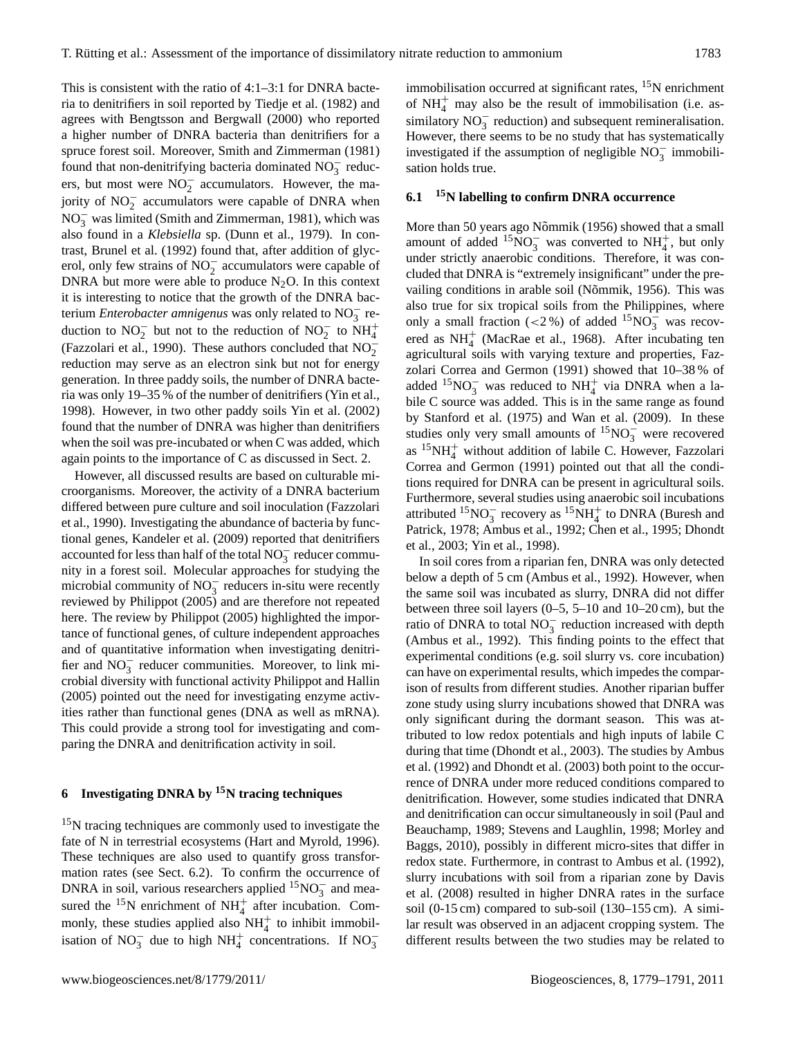This is consistent with the ratio of 4:1–3:1 for DNRA bacteria to denitrifiers in soil reported by Tiedje et al. (1982) and agrees with Bengtsson and Bergwall (2000) who reported a higher number of DNRA bacteria than denitrifiers for a spruce forest soil. Moreover, Smith and Zimmerman (1981) found that non-denitrifying bacteria dominated $NO_3^-$ reducers, but most were $NO_2^-$ accumulators. However, the majority of $NO_2^-$ accumulators were capable of DNRA when $NO_3^-$ was limited (Smith and Zimmerman, 1981), which was also found in a *Klebsiella* sp. (Dunn et al., 1979). In contrast, Brunel et al. (1992) found that, after addition of glycerol, only few strains of $NO_2^-$ accumulators were capable of DNRA but more were able to produce $N_2O$. In this context it is interesting to notice that the growth of the DNRA bacterium *Enterobacter amnigenus* was only related to $NO_3^-$ reduction to $NO_2^-$ but not to the reduction of $NO_2^-$ to $NH_4^+$ (Fazzolari et al., 1990). These authors concluded that $NO_2^-$ reduction may serve as an electron sink but not for energy generation. In three paddy soils, the number of DNRA bacteria was only 19–35 % of the number of denitrifiers (Yin et al., 1998). However, in two other paddy soils Yin et al. (2002) found that the number of DNRA was higher than denitrifiers when the soil was pre-incubated or when C was added, which again points to the importance of C as discussed in Sect. 2.

However, all discussed results are based on culturable microorganisms. Moreover, the activity of a DNRA bacterium differed between pure culture and soil inoculation (Fazzolari et al., 1990). Investigating the abundance of bacteria by functional genes, Kandeler et al. (2009) reported that denitrifiers accounted for less than half of the total $NO_3^-$ reducer community in a forest soil. Molecular approaches for studying the microbial community of $NO_3^-$ reducers in-situ were recently reviewed by Philippot (2005) and are therefore not repeated here. The review by Philippot (2005) highlighted the importance of functional genes, of culture independent approaches and of quantitative information when investigating denitrifier and $NO_3^-$ reducer communities. Moreover, to link microbial diversity with functional activity Philippot and Hallin (2005) pointed out the need for investigating enzyme activities rather than functional genes (DNA as well as mRNA). This could provide a strong tool for investigating and comparing the DNRA and denitrification activity in soil.

## 6 Investigating DNRA by $^{15}$N tracing techniques

$^{15}$N tracing techniques are commonly used to investigate the fate of N in terrestrial ecosystems (Hart and Myrold, 1996). These techniques are also used to quantify gross transformation rates (see Sect. 6.2). To confirm the occurrence of DNRA in soil, various researchers applied $^{15}NO_3^-$ and measured the $^{15}$N enrichment of $NH_4^+$ after incubation. Commonly, these studies applied also $NH_4^+$ to inhibit immobilisation of $NO_3^-$ due to high $NH_4^+$ concentrations. If $NO_3^-$ immobilisation occurred at significant rates, $^{15}$N enrichment of $NH_4^+$ may also be the result of immobilisation (i.e. assimilatory $NO_3^-$ reduction) and subsequent remineralisation. However, there seems to be no study that has systematically investigated if the assumption of negligible $NO_3^-$ immobilisation holds true.

### 6.1 $^{15}$N labelling to confirm DNRA occurrence

More than 50 years ago Nõmmik (1956) showed that a small amount of added $^{15}NO_3^-$ was converted to $NH_4^+$, but only under strictly anaerobic conditions. Therefore, it was concluded that DNRA is "extremely insignificant" under the prevailing conditions in arable soil (Nõmmik, 1956). This was also true for six tropical soils from the Philippines, where only a small fraction (<2 %) of added $^{15}NO_3^-$ was recovered as $NH_4^+$ (MacRae et al., 1968). After incubating ten agricultural soils with varying texture and properties, Fazzolari Correa and Germon (1991) showed that 10–38 % of added $^{15}NO_3^-$ was reduced to $NH_4^+$ via DNRA when a labile C source was added. This is in the same range as found by Stanford et al. (1975) and Wan et al. (2009). In these studies only very small amounts of $^{15}NO_3^-$ were recovered as $^{15}NH_4^+$ without addition of labile C. However, Fazzolari Correa and Germon (1991) pointed out that all the conditions required for DNRA can be present in agricultural soils. Furthermore, several studies using anaerobic soil incubations attributed $^{15}NO_3^-$ recovery as $^{15}NH_4^+$ to DNRA (Buresh and Patrick, 1978; Ambus et al., 1992; Chen et al., 1995; Dhondt et al., 2003; Yin et al., 1998).

In soil cores from a riparian fen, DNRA was only detected below a depth of 5 cm (Ambus et al., 1992). However, when the same soil was incubated as slurry, DNRA did not differ between three soil layers (0–5, 5–10 and 10–20 cm), but the ratio of DNRA to total $NO_3^-$ reduction increased with depth (Ambus et al., 1992). This finding points to the effect that experimental conditions (e.g. soil slurry vs. core incubation) can have on experimental results, which impedes the comparison of results from different studies. Another riparian buffer zone study using slurry incubations showed that DNRA was only significant during the dormant season. This was attributed to low redox potentials and high inputs of labile C during that time (Dhondt et al., 2003). The studies by Ambus et al. (1992) and Dhondt et al. (2003) both point to the occurrence of DNRA under more reduced conditions compared to denitrification. However, some studies indicated that DNRA and denitrification can occur simultaneously in soil (Paul and Beauchamp, 1989; Stevens and Laughlin, 1998; Morley and Baggs, 2010), possibly in different micro-sites that differ in redox state. Furthermore, in contrast to Ambus et al. (1992), slurry incubations with soil from a riparian zone by Davis et al. (2008) resulted in higher DNRA rates in the surface soil (0-15 cm) compared to sub-soil (130–155 cm). A similar result was observed in an adjacent cropping system. The different results between the two studies may be related to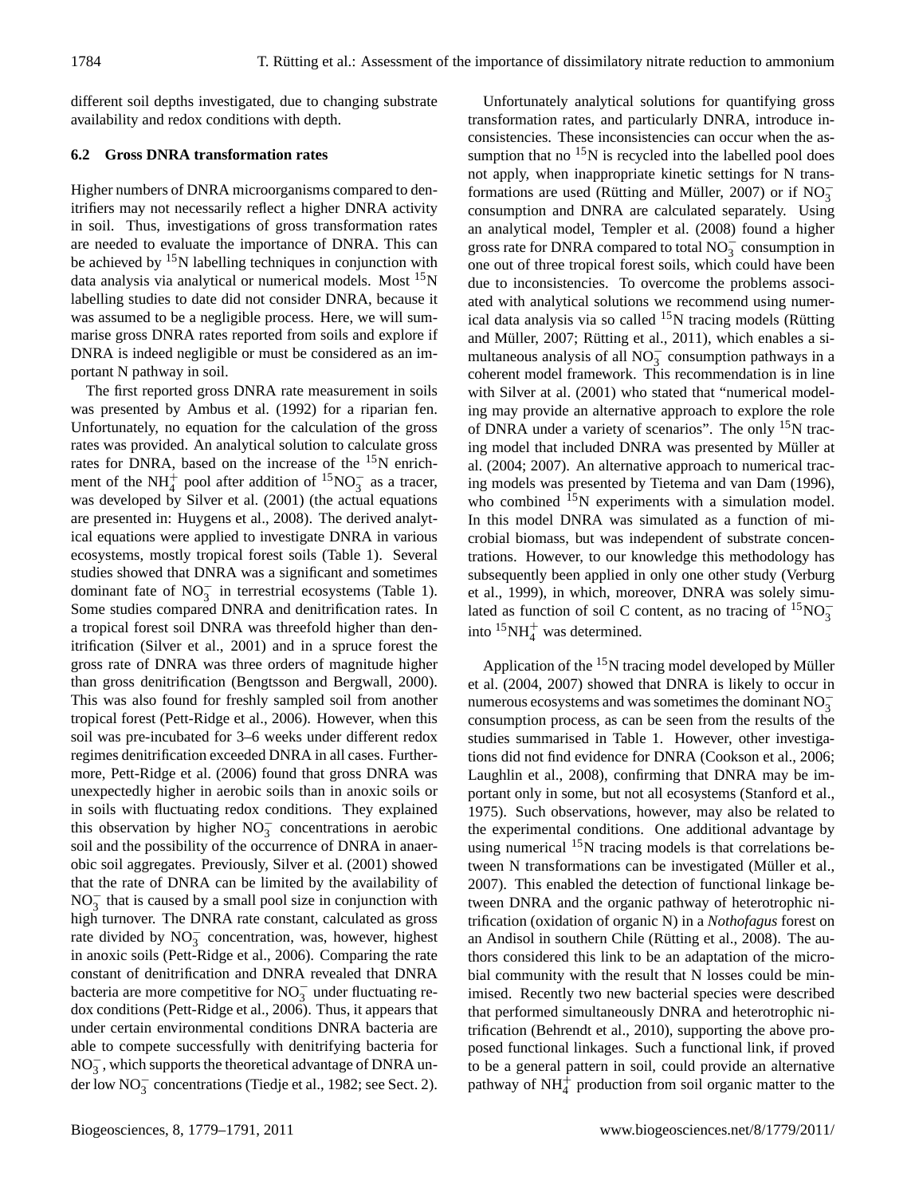different soil depths investigated, due to changing substrate availability and redox conditions with depth.

### 6.2 Gross DNRA transformation rates

Higher numbers of DNRA microorganisms compared to denitrifiers may not necessarily reflect a higher DNRA activity in soil. Thus, investigations of gross transformation rates are needed to evaluate the importance of DNRA. This can be achieved by $^{15}N$ labelling techniques in conjunction with data analysis via analytical or numerical models. Most $^{15}N$ labelling studies to date did not consider DNRA, because it was assumed to be a negligible process. Here, we will summarise gross DNRA rates reported from soils and explore if DNRA is indeed negligible or must be considered as an important N pathway in soil.

The first reported gross DNRA rate measurement in soils was presented by Ambus et al. (1992) for a riparian fen. Unfortunately, no equation for the calculation of the gross rates was provided. An analytical solution to calculate gross rates for DNRA, based on the increase of the $^{15}N$ enrichment of the $NH_4^+$ pool after addition of $^{15}NO_3^-$ as a tracer, was developed by Silver et al. (2001) (the actual equations are presented in: Huygens et al., 2008). The derived analytical equations were applied to investigate DNRA in various ecosystems, mostly tropical forest soils (Table 1). Several studies showed that DNRA was a significant and sometimes dominant fate of $NO_3^-$ in terrestrial ecosystems (Table 1). Some studies compared DNRA and denitrification rates. In a tropical forest soil DNRA was threefold higher than denitrification (Silver et al., 2001) and in a spruce forest the gross rate of DNRA was three orders of magnitude higher than gross denitrification (Bengtsson and Bergwall, 2000). This was also found for freshly sampled soil from another tropical forest (Pett-Ridge et al., 2006). However, when this soil was pre-incubated for 3–6 weeks under different redox regimes denitrification exceeded DNRA in all cases. Furthermore, Pett-Ridge et al. (2006) found that gross DNRA was unexpectedly higher in aerobic soils than in anoxic soils or in soils with fluctuating redox conditions. They explained this observation by higher $NO_3^-$ concentrations in aerobic soil and the possibility of the occurrence of DNRA in anaerobic soil aggregates. Previously, Silver et al. (2001) showed that the rate of DNRA can be limited by the availability of $NO_3^-$ that is caused by a small pool size in conjunction with high turnover. The DNRA rate constant, calculated as gross rate divided by $NO_3^-$ concentration, was, however, highest in anoxic soils (Pett-Ridge et al., 2006). Comparing the rate constant of denitrification and DNRA revealed that DNRA bacteria are more competitive for $NO_3^-$ under fluctuating redox conditions (Pett-Ridge et al., 2006). Thus, it appears that under certain environmental conditions DNRA bacteria are able to compete successfully with denitrifying bacteria for $NO_3^-$, which supports the theoretical advantage of DNRA under low $NO_3^-$ concentrations (Tiedje et al., 1982; see Sect. 2).

Unfortunately analytical solutions for quantifying gross transformation rates, and particularly DNRA, introduce inconsistencies. These inconsistencies can occur when the assumption that no $^{15}N$ is recycled into the labelled pool does not apply, when inappropriate kinetic settings for N transformations are used (Rütting and Müller, 2007) or if $NO_3^-$ consumption and DNRA are calculated separately. Using an analytical model, Templer et al. (2008) found a higher gross rate for DNRA compared to total $NO_3^-$ consumption in one out of three tropical forest soils, which could have been due to inconsistencies. To overcome the problems associated with analytical solutions we recommend using numerical data analysis via so called $^{15}N$ tracing models (Rütting and Müller, 2007; Rütting et al., 2011), which enables a simultaneous analysis of all $NO_3^-$ consumption pathways in a coherent model framework. This recommendation is in line with Silver at al. (2001) who stated that "numerical modeling may provide an alternative approach to explore the role of DNRA under a variety of scenarios". The only $^{15}N$ tracing model that included DNRA was presented by Müller at al. (2004; 2007). An alternative approach to numerical tracing models was presented by Tietema and van Dam (1996), who combined $^{15}N$ experiments with a simulation model. In this model DNRA was simulated as a function of microbial biomass, but was independent of substrate concentrations. However, to our knowledge this methodology has subsequently been applied in only one other study (Verburg et al., 1999), in which, moreover, DNRA was solely simulated as function of soil C content, as no tracing of $^{15}NO_3^-$ into $^{15}NH_4^+$ was determined.

Application of the $^{15}N$ tracing model developed by Müller et al. (2004, 2007) showed that DNRA is likely to occur in numerous ecosystems and was sometimes the dominant $NO_3^-$ consumption process, as can be seen from the results of the studies summarised in Table 1. However, other investigations did not find evidence for DNRA (Cookson et al., 2006; Laughlin et al., 2008), confirming that DNRA may be important only in some, but not all ecosystems (Stanford et al., 1975). Such observations, however, may also be related to the experimental conditions. One additional advantage by using numerical $^{15}N$ tracing models is that correlations between N transformations can be investigated (Müller et al., 2007). This enabled the detection of functional linkage between DNRA and the organic pathway of heterotrophic nitrification (oxidation of organic N) in a *Nothofagus* forest on an Andisol in southern Chile (Rütting et al., 2008). The authors considered this link to be an adaptation of the microbial community with the result that N losses could be minimised. Recently two new bacterial species were described that performed simultaneously DNRA and heterotrophic nitrification (Behrendt et al., 2010), supporting the above proposed functional linkages. Such a functional link, if proved to be a general pattern in soil, could provide an alternative pathway of $NH_4^+$ production from soil organic matter to the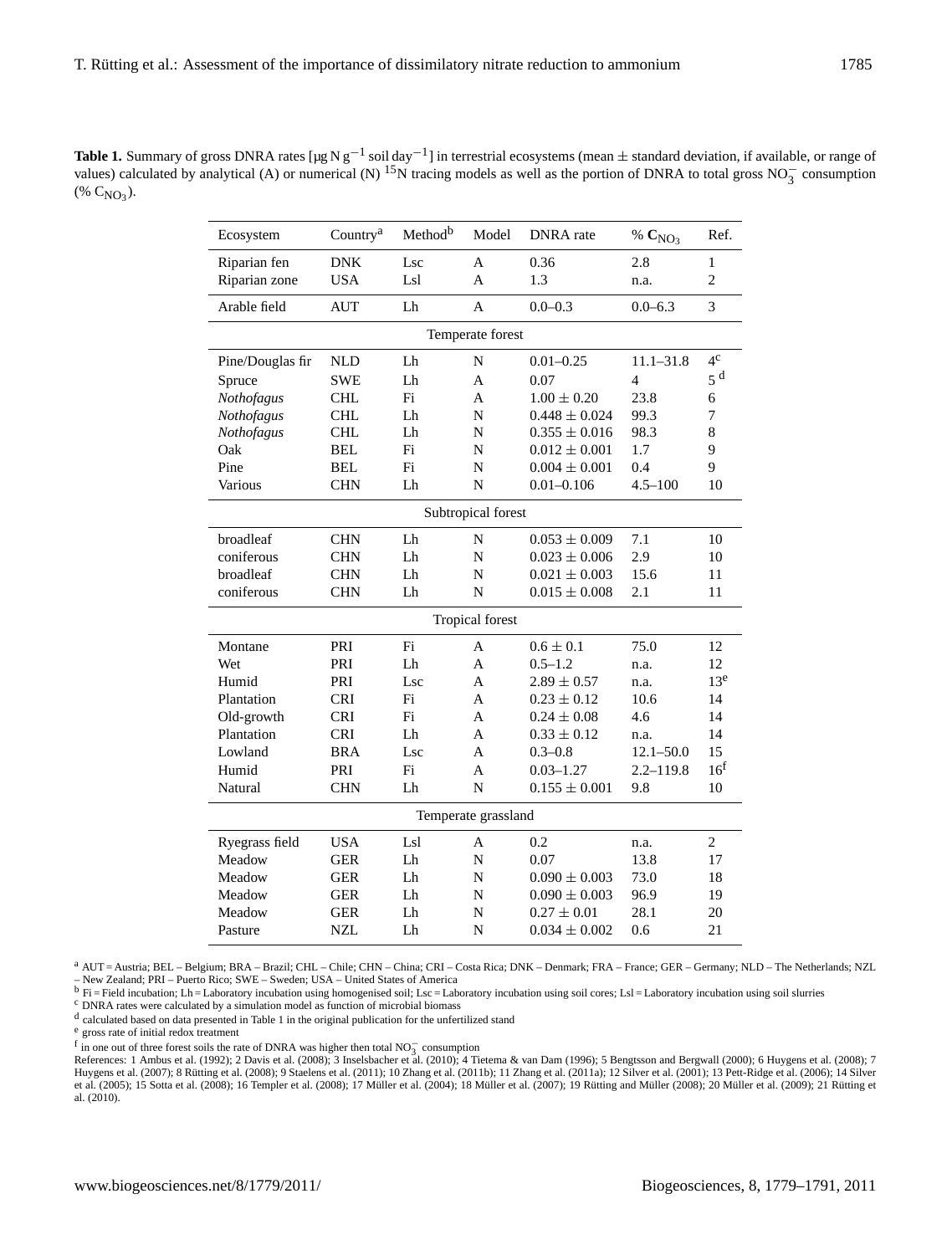**Table 1.** Summary of gross DNRA rates [µg N $g^{-1}$ soil $day^{-1}$] in terrestrial ecosystems (mean ± standard deviation, if available, or range of values) calculated by analytical (A) or numerical (N) $^{15}N$ tracing models as well as the portion of DNRA to total gross $NO_3^-$ consumption (% $C_{NO_3}$).

| Ecosystem | Country[a] | Method[b] | Model | DNRA rate | % $C_{NO_3}$ | Ref. |
|---|---|---|---|---|---|---|
| Riparian fen | DNK | Lsc | A | 0.36 | 2.8 | 1 |
| Riparian zone | USA | Lsl | A | 1.3 | n.a. | 2 |
| Arable field | AUT | Lh | A | 0.0–0.3 | 0.0–6.3 | 3 |
| Temperate forest | | | | | | |
| Pine/Douglas fir | NLD | Lh | N | 0.01–0.25 | 11.1–31.8 | 4[c] |
| Spruce | SWE | Lh | A | 0.07 | 4 | 5[d] |
| *Nothofagus* | CHL | Fi | A | 1.00 ± 0.20 | 23.8 | 6 |
| *Nothofagus* | CHL | Lh | N | 0.448 ± 0.024 | 99.3 | 7 |
| *Nothofagus* | CHL | Lh | N | 0.355 ± 0.016 | 98.3 | 8 |
| Oak | BEL | Fi | N | 0.012 ± 0.001 | 1.7 | 9 |
| Pine | BEL | Fi | N | 0.004 ± 0.001 | 0.4 | 9 |
| Various | CHN | Lh | N | 0.01–0.106 | 4.5–100 | 10 |
| Subtropical forest | | | | | | |
| broadleaf | CHN | Lh | N | 0.053 ± 0.009 | 7.1 | 10 |
| coniferous | CHN | Lh | N | 0.023 ± 0.006 | 2.9 | 10 |
| broadleaf | CHN | Lh | N | 0.021 ± 0.003 | 15.6 | 11 |
| coniferous | CHN | Lh | N | 0.015 ± 0.008 | 2.1 | 11 |
| Tropical forest | | | | | | |
| Montane | PRI | Fi | A | 0.6 ± 0.1 | 75.0 | 12 |
| Wet | PRI | Lh | A | 0.5–1.2 | n.a. | 12 |
| Humid | PRI | Lsc | A | 2.89 ± 0.57 | n.a. | 13[e] |
| Plantation | CRI | Fi | A | 0.23 ± 0.12 | 10.6 | 14 |
| Old-growth | CRI | Fi | A | 0.24 ± 0.08 | 4.6 | 14 |
| Plantation | CRI | Lh | A | 0.33 ± 0.12 | n.a. | 14 |
| Lowland | BRA | Lsc | A | 0.3–0.8 | 12.1–50.0 | 15 |
| Humid | PRI | Fi | A | 0.03–1.27 | 2.2–119.8 | 16[f] |
| Natural | CHN | Lh | N | 0.155 ± 0.001 | 9.8 | 10 |
| Temperate grassland | | | | | | |
| Ryegrass field | USA | Lsl | A | 0.2 | n.a. | 2 |
| Meadow | GER | Lh | N | 0.07 | 13.8 | 17 |
| Meadow | GER | Lh | N | 0.090 ± 0.003 | 73.0 | 18 |
| Meadow | GER | Lh | N | 0.090 ± 0.003 | 96.9 | 19 |
| Meadow | GER | Lh | N | 0.27 ± 0.01 | 28.1 | 20 |
| Pasture | NZL | Lh | N | 0.034 ± 0.002 | 0.6 | 21 |

[a] AUT = Austria; BEL – Belgium; BRA – Brazil; CHL – Chile; CHN – China; CRI – Costa Rica; DNK – Denmark; FRA – France; GER – Germany; NLD – The Netherlands; NZL – New Zealand; PRI – Puerto Rico; SWE – Sweden; USA – United States of America

[b] Fi = Field incubation; Lh = Laboratory incubation using homogenised soil; Lsc = Laboratory incubation using soil cores; Lsl = Laboratory incubation using soil slurries

[c] DNRA rates were calculated by a simulation model as function of microbial biomass

[d] calculated based on data presented in Table 1 in the original publication for the unfertilized stand

[e] gross rate of initial redox treatment

[f] in one out of three forest soils the rate of DNRA was higher then total $NO_3^-$ consumption

References: 1 Ambus et al. (1992); 2 Davis et al. (2008); 3 Inselsbacher et al. (2010); 4 Tietema & van Dam (1996); 5 Bengtsson and Bergwall (2000); 6 Huygens et al. (2008); 7 Huygens et al. (2007); 8 Rütting et al. (2008); 9 Staelens et al. (2011); 10 Zhang et al. (2011b); 11 Zhang et al. (2011a); 12 Silver et al. (2001); 13 Pett-Ridge et al. (2006); 14 Silver et al. (2005); 15 Sotta et al. (2008); 16 Templer et al. (2008); 17 Müller et al. (2004); 18 Müller et al. (2007); 19 Rütting and Müller (2008); 20 Müller et al. (2009); 21 Rütting et al. (2010).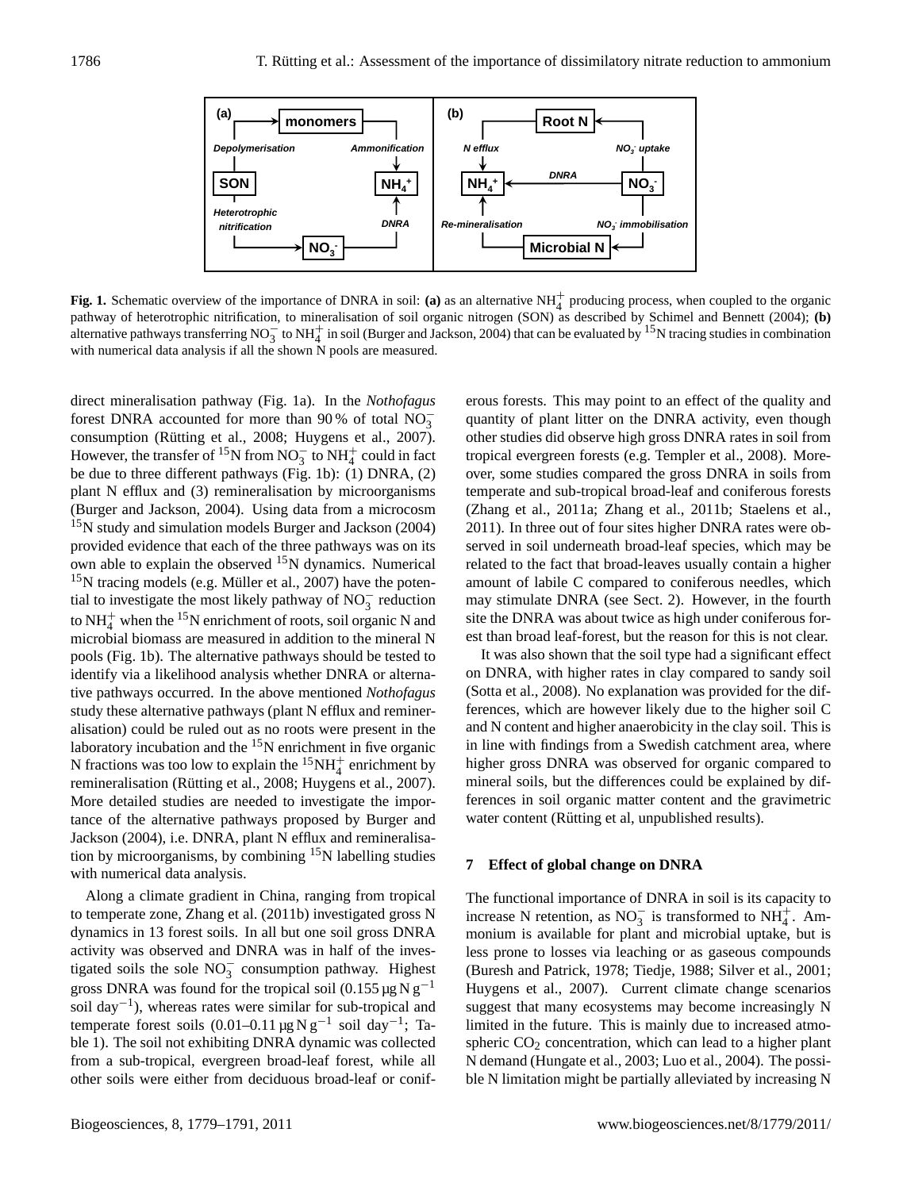**Fig. 1.** Schematic overview of the importance of DNRA in soil: **(a)** as an alternative $NH_4^+$ producing process, when coupled to the organic pathway of heterotrophic nitrification, to mineralisation of soil organic nitrogen (SON) as described by Schimel and Bennett (2004); **(b)** alternative pathways transferring $NO_3^-$ to $NH_4^+$ in soil (Burger and Jackson, 2004) that can be evaluated by $^{15}N$ tracing studies in combination with numerical data analysis if all the shown N pools are measured.

direct mineralisation pathway (Fig. 1a). In the *Nothofagus* forest DNRA accounted for more than 90 % of total $NO_3^-$ consumption (Rütting et al., 2008; Huygens et al., 2007). However, the transfer of $^{15}N$ from $NO_3^-$ to $NH_4^+$ could in fact be due to three different pathways (Fig. 1b): (1) DNRA, (2) plant N efflux and (3) remineralisation by microorganisms (Burger and Jackson, 2004). Using data from a microcosm $^{15}N$ study and simulation models Burger and Jackson (2004) provided evidence that each of the three pathways was on its own able to explain the observed $^{15}N$ dynamics. Numerical $^{15}N$ tracing models (e.g. Müller et al., 2007) have the potential to investigate the most likely pathway of $NO_3^-$ reduction to $NH_4^+$ when the $^{15}N$ enrichment of roots, soil organic N and microbial biomass are measured in addition to the mineral N pools (Fig. 1b). The alternative pathways should be tested to identify via a likelihood analysis whether DNRA or alternative pathways occurred. In the above mentioned *Nothofagus* study these alternative pathways (plant N efflux and remineralisation) could be ruled out as no roots were present in the laboratory incubation and the $^{15}N$ enrichment in five organic N fractions was too low to explain the $^{15}NH_4^+$ enrichment by remineralisation (Rütting et al., 2008; Huygens et al., 2007). More detailed studies are needed to investigate the importance of the alternative pathways proposed by Burger and Jackson (2004), i.e. DNRA, plant N efflux and remineralisation by microorganisms, by combining $^{15}N$ labelling studies with numerical data analysis.

Along a climate gradient in China, ranging from tropical to temperate zone, Zhang et al. (2011b) investigated gross N dynamics in 13 forest soils. In all but one soil gross DNRA activity was observed and DNRA was in half of the investigated soils the sole $NO_3^-$ consumption pathway. Highest gross DNRA was found for the tropical soil (0.155 µg N $g^{-1}$ soil $day^{-1}$), whereas rates were similar for sub-tropical and temperate forest soils (0.01–0.11 µg N $g^{-1}$ soil $day^{-1}$; Table 1). The soil not exhibiting DNRA dynamic was collected from a sub-tropical, evergreen broad-leaf forest, while all other soils were either from deciduous broad-leaf or coniferous forests. This may point to an effect of the quality and quantity of plant litter on the DNRA activity, even though other studies did observe high gross DNRA rates in soil from tropical evergreen forests (e.g. Templer et al., 2008). Moreover, some studies compared the gross DNRA in soils from temperate and sub-tropical broad-leaf and coniferous forests (Zhang et al., 2011a; Zhang et al., 2011b; Staelens et al., 2011). In three out of four sites higher DNRA rates were observed in soil underneath broad-leaf species, which may be related to the fact that broad-leaves usually contain a higher amount of labile C compared to coniferous needles, which may stimulate DNRA (see Sect. 2). However, in the fourth site the DNRA was about twice as high under coniferous forest than broad leaf-forest, but the reason for this is not clear.

It was also shown that the soil type had a significant effect on DNRA, with higher rates in clay compared to sandy soil (Sotta et al., 2008). No explanation was provided for the differences, which are however likely due to the higher soil C and N content and higher anaerobicity in the clay soil. This is in line with findings from a Swedish catchment area, where higher gross DNRA was observed for organic compared to mineral soils, but the differences could be explained by differences in soil organic matter content and the gravimetric water content (Rütting et al, unpublished results).

## 7 Effect of global change on DNRA

The functional importance of DNRA in soil is its capacity to increase N retention, as $NO_3^-$ is transformed to $NH_4^+$. Ammonium is available for plant and microbial uptake, but is less prone to losses via leaching or as gaseous compounds (Buresh and Patrick, 1978; Tiedje, 1988; Silver et al., 2001; Huygens et al., 2007). Current climate change scenarios suggest that many ecosystems may become increasingly N limited in the future. This is mainly due to increased atmospheric $CO_2$ concentration, which can lead to a higher plant N demand (Hungate et al., 2003; Luo et al., 2004). The possible N limitation might be partially alleviated by increasing N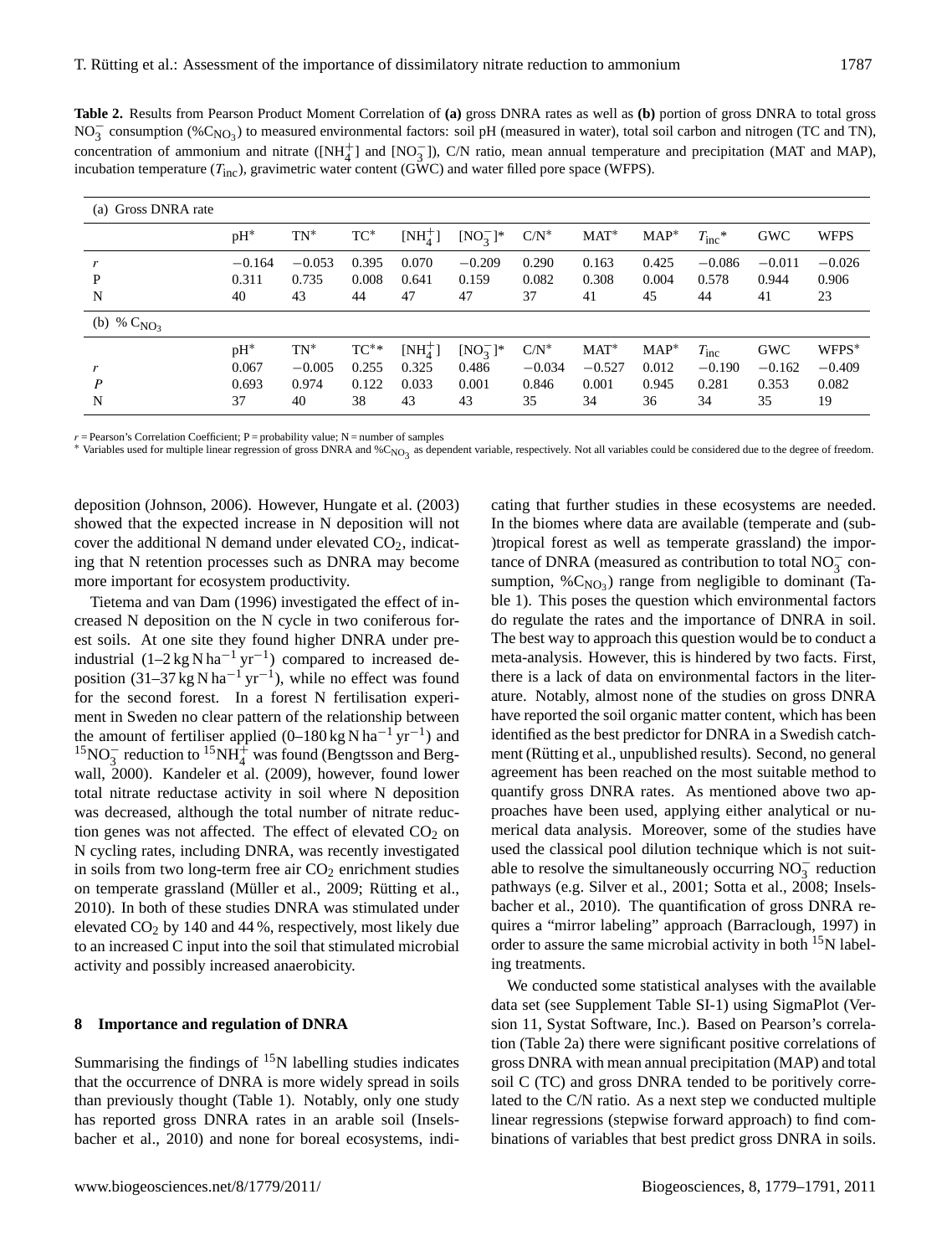**Table 2.** Results from Pearson Product Moment Correlation of **(a)** gross DNRA rates as well as **(b)** portion of gross DNRA to total gross $NO_3^-$ consumption ($\%C_{NO_3}$) to measured environmental factors: soil pH (measured in water), total soil carbon and nitrogen (TC and TN), concentration of ammonium and nitrate ($[NH_4^+]$ and $[NO_3^-]$), C/N ratio, mean annual temperature and precipitation (MAT and MAP), incubation temperature ($T_{inc}$), gravimetric water content (GWC) and water filled pore space (WFPS).

| (a) Gross DNRA rate | | | | | | | | | | | |
|---|---|---|---|---|---|---|---|---|---|---|---|
| | pH* | TN* | TC* | $[NH_4^+]$ | $[NO_3^-]$* | C/N* | MAT* | MAP* | $T_{inc}$* | GWC | WFPS |
| *r* | −0.164 | −0.053 | 0.395 | 0.070 | −0.209 | 0.290 | 0.163 | 0.425 | −0.086 | −0.011 | −0.026 |
| P | 0.311 | 0.735 | 0.008 | 0.641 | 0.159 | 0.082 | 0.308 | 0.004 | 0.578 | 0.944 | 0.906 |
| N | 40 | 43 | 44 | 47 | 47 | 37 | 41 | 45 | 44 | 41 | 23 |
| (b) $\%C_{NO_3}$ | | | | | | | | | | | |
| | pH* | TN* | TC** | $[NH_4^+]$ | $[NO_3^-]$* | C/N* | MAT* | MAP* | $T_{inc}$ | GWC | WFPS* |
| *r* | 0.067 | −0.005 | 0.255 | 0.325 | 0.486 | −0.034 | −0.527 | 0.012 | −0.190 | −0.162 | −0.409 |
| *P* | 0.693 | 0.974 | 0.122 | 0.033 | 0.001 | 0.846 | 0.001 | 0.945 | 0.281 | 0.353 | 0.082 |
| N | 37 | 40 | 38 | 43 | 43 | 35 | 34 | 36 | 34 | 35 | 19 |

*r* = Pearson's Correlation Coefficient; P = probability value; N = number of samples
\* Variables used for multiple linear regression of gross DNRA and $\%C_{NO_3}$ as dependent variable, respectively. Not all variables could be considered due to the degree of freedom.

deposition (Johnson, 2006). However, Hungate et al. (2003) showed that the expected increase in N deposition will not cover the additional N demand under elevated $CO_2$, indicating that N retention processes such as DNRA may become more important for ecosystem productivity.

Tietema and van Dam (1996) investigated the effect of increased N deposition on the N cycle in two coniferous forest soils. At one site they found higher DNRA under pre-industrial (1–2 $kg\,N\,ha^{-1}\,yr^{-1}$) compared to increased deposition (31–37 $kg\,N\,ha^{-1}\,yr^{-1}$), while no effect was found for the second forest. In a forest N fertilisation experiment in Sweden no clear pattern of the relationship between the amount of fertiliser applied (0–180 $kg\,N\,ha^{-1}\,yr^{-1}$) and $^{15}NO_3^-$ reduction to $^{15}NH_4^+$ was found (Bengtsson and Bergwall, 2000). Kandeler et al. (2009), however, found lower total nitrate reductase activity in soil where N deposition was decreased, although the total number of nitrate reduction genes was not affected. The effect of elevated $CO_2$ on N cycling rates, including DNRA, was recently investigated in soils from two long-term free air $CO_2$ enrichment studies on temperate grassland (Müller et al., 2009; Rütting et al., 2010). In both of these studies DNRA was stimulated under elevated $CO_2$ by 140 and 44 %, respectively, most likely due to an increased C input into the soil that stimulated microbial activity and possibly increased anaerobicity.

## 8 Importance and regulation of DNRA

Summarising the findings of $^{15}N$ labelling studies indicates that the occurrence of DNRA is more widely spread in soils than previously thought (Table 1). Notably, only one study has reported gross DNRA rates in an arable soil (Inselsbacher et al., 2010) and none for boreal ecosystems, indicating that further studies in these ecosystems are needed. In the biomes where data are available (temperate and (sub-)tropical forest as well as temperate grassland) the importance of DNRA (measured as contribution to total $NO_3^-$ consumption, $\%C_{NO_3}$) range from negligible to dominant (Table 1). This poses the question which environmental factors do regulate the rates and the importance of DNRA in soil. The best way to approach this question would be to conduct a meta-analysis. However, this is hindered by two facts. First, there is a lack of data on environmental factors in the literature. Notably, almost none of the studies on gross DNRA have reported the soil organic matter content, which has been identified as the best predictor for DNRA in a Swedish catchment (Rütting et al., unpublished results). Second, no general agreement has been reached on the most suitable method to quantify gross DNRA rates. As mentioned above two approaches have been used, applying either analytical or numerical data analysis. Moreover, some of the studies have used the classical pool dilution technique which is not suitable to resolve the simultaneously occurring $NO_3^-$ reduction pathways (e.g. Silver et al., 2001; Sotta et al., 2008; Inselsbacher et al., 2010). The quantification of gross DNRA requires a "mirror labeling" approach (Barraclough, 1997) in order to assure the same microbial activity in both $^{15}N$ labeling treatments.

We conducted some statistical analyses with the available data set (see Supplement Table SI-1) using SigmaPlot (Version 11, Systat Software, Inc.). Based on Pearson's correlation (Table 2a) there were significant positive correlations of gross DNRA with mean annual precipitation (MAP) and total soil C (TC) and gross DNRA tended to be poritively correlated to the C/N ratio. As a next step we conducted multiple linear regressions (stepwise forward approach) to find combinations of variables that best predict gross DNRA in soils.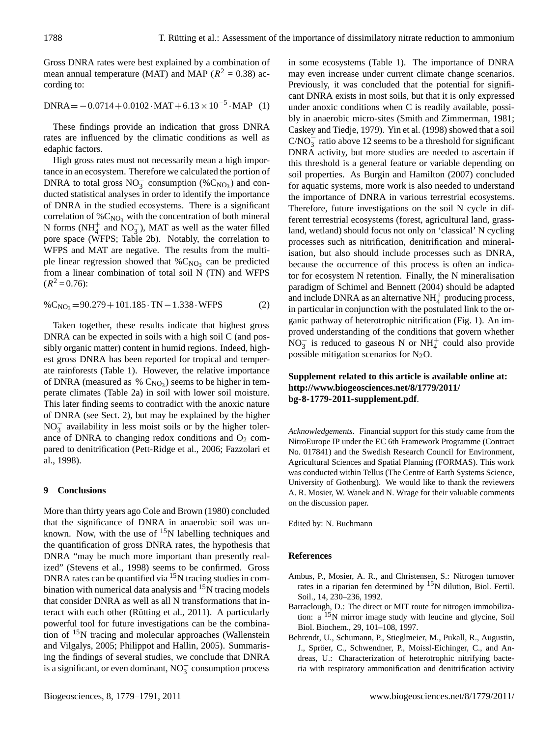Gross DNRA rates were best explained by a combination of mean annual temperature (MAT) and MAP ($R^2$ = 0.38) according to:

$$\text{DNRA} = -0.0714 + 0.0102 \cdot \text{MAT} + 6.13 \times 10^{-5} \cdot \text{MAP} \quad (1)$$

These findings provide an indication that gross DNRA rates are influenced by the climatic conditions as well as edaphic factors.

High gross rates must not necessarily mean a high importance in an ecosystem. Therefore we calculated the portion of DNRA to total gross $NO_3^-$ consumption (%$C_{NO_3}$) and conducted statistical analyses in order to identify the importance of DNRA in the studied ecosystems. There is a significant correlation of %$C_{NO_3}$ with the concentration of both mineral N forms ($NH_4^+$ and $NO_3^-$), MAT as well as the water filled pore space (WFPS; Table 2b). Notably, the correlation to WFPS and MAT are negative. The results from the multiple linear regression showed that %$C_{NO_3}$ can be predicted from a linear combination of total soil N (TN) and WFPS ($R^2$ = 0.76):

$$\%C_{NO_3} = 90.279 + 101.185 \cdot \text{TN} - 1.338 \cdot \text{WFPS} \quad (2)$$

Taken together, these results indicate that highest gross DNRA can be expected in soils with a high soil C (and possibly organic matter) content in humid regions. Indeed, highest gross DNRA has been reported for tropical and temperate rainforests (Table 1). However, the relative importance of DNRA (measured as % $C_{NO_3}$) seems to be higher in temperate climates (Table 2a) in soil with lower soil moisture. This later finding seems to contradict with the anoxic nature of DNRA (see Sect. 2), but may be explained by the higher $NO_3^-$ availability in less moist soils or by the higher tolerance of DNRA to changing redox conditions and $O_2$ compared to denitrification (Pett-Ridge et al., 2006; Fazzolari et al., 1998).

## 9 Conclusions

More than thirty years ago Cole and Brown (1980) concluded that the significance of DNRA in anaerobic soil was unknown. Now, with the use of $^{15}$N labelling techniques and the quantification of gross DNRA rates, the hypothesis that DNRA "may be much more important than presently realized" (Stevens et al., 1998) seems to be confirmed. Gross DNRA rates can be quantified via $^{15}$N tracing studies in combination with numerical data analysis and $^{15}$N tracing models that consider DNRA as well as all N transformations that interact with each other (Rütting et al., 2011). A particularly powerful tool for future investigations can be the combination of $^{15}$N tracing and molecular approaches (Wallenstein and Vilgalys, 2005; Philippot and Hallin, 2005). Summarising the findings of several studies, we conclude that DNRA is a significant, or even dominant, $NO_3^-$ consumption process in some ecosystems (Table 1). The importance of DNRA may even increase under current climate change scenarios. Previously, it was concluded that the potential for significant DNRA exists in most soils, but that it is only expressed under anoxic conditions when C is readily available, possibly in anaerobic micro-sites (Smith and Zimmerman, 1981; Caskey and Tiedje, 1979). Yin et al. (1998) showed that a soil C/$NO_3^-$ ratio above 12 seems to be a threshold for significant DNRA activity, but more studies are needed to ascertain if this threshold is a general feature or variable depending on soil properties. As Burgin and Hamilton (2007) concluded for aquatic systems, more work is also needed to understand the importance of DNRA in various terrestrial ecosystems. Therefore, future investigations on the soil N cycle in different terrestrial ecosystems (forest, agricultural land, grassland, wetland) should focus not only on 'classical' N cycling processes such as nitrification, denitrification and mineralisation, but also should include processes such as DNRA, because the occurrence of this process is often an indicator for ecosystem N retention. Finally, the N mineralisation paradigm of Schimel and Bennett (2004) should be adapted and include DNRA as an alternative $NH_4^+$ producing process, in particular in conjunction with the postulated link to the organic pathway of heterotrophic nitrification (Fig. 1). An improved understanding of the conditions that govern whether $NO_3^-$ is reduced to gaseous N or $NH_4^+$ could also provide possible mitigation scenarios for $N_2O$.

**Supplement related to this article is available online at: http://www.biogeosciences.net/8/1779/2011/bg-8-1779-2011-supplement.pdf**.

*Acknowledgements.* Financial support for this study came from the NitroEurope IP under the EC 6th Framework Programme (Contract No. 017841) and the Swedish Research Council for Environment, Agricultural Sciences and Spatial Planning (FORMAS). This work was conducted within Tellus (The Centre of Earth Systems Science, University of Gothenburg). We would like to thank the reviewers A. R. Mosier, W. Wanek and N. Wrage for their valuable comments on the discussion paper.

Edited by: N. Buchmann

## References

Ambus, P., Mosier, A. R., and Christensen, S.: Nitrogen turnover rates in a riparian fen determined by $^{15}$N dilution, Biol. Fertil. Soil., 14, 230–236, 1992.

Barraclough, D.: The direct or MIT route for nitrogen immobilization: a $^{15}$N mirror image study with leucine and glycine, Soil Biol. Biochem., 29, 101–108, 1997.

Behrendt, U., Schumann, P., Stieglmeier, M., Pukall, R., Augustin, J., Spröer, C., Schwendner, P., Moissl-Eichinger, C., and Andreas, U.: Characterization of heterotrophic nitrifying bacteria with respiratory ammonification and denitrification activity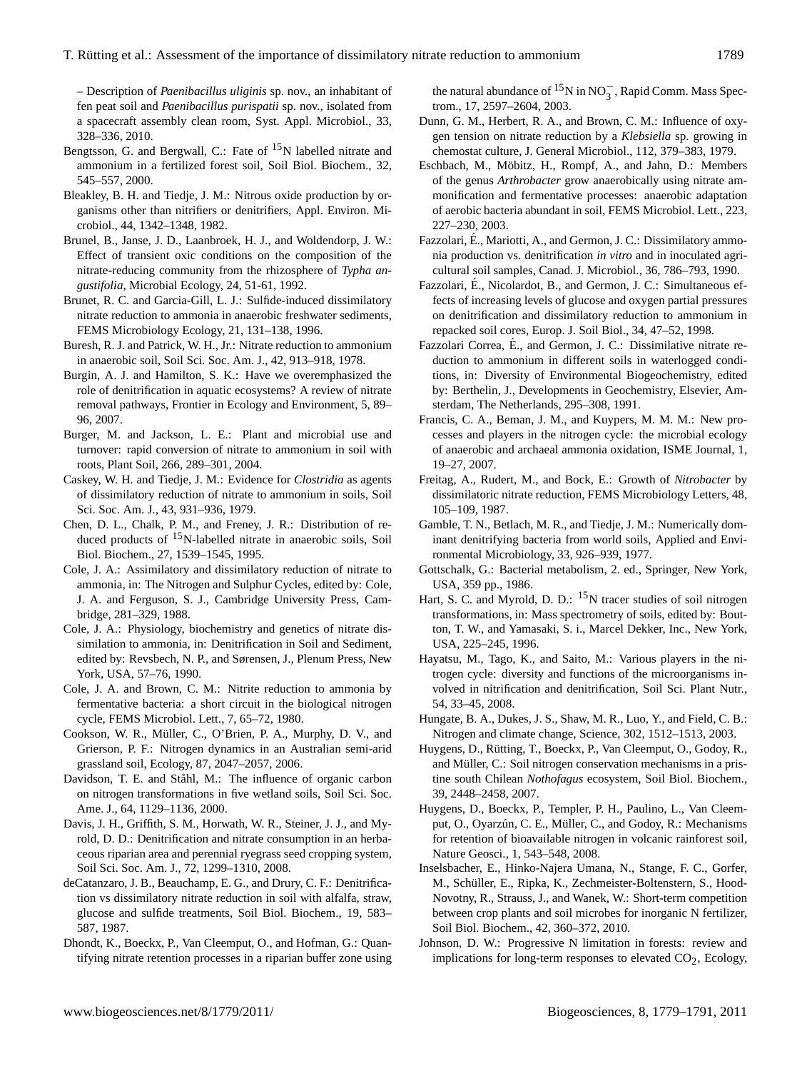– Description of *Paenibacillus uliginis* sp. nov., an inhabitant of fen peat soil and *Paenibacillus purispatii* sp. nov., isolated from a spacecraft assembly clean room, Syst. Appl. Microbiol., 33, 328–336, 2010.

Bengtsson, G. and Bergwall, C.: Fate of $^{15}$N labelled nitrate and ammonium in a fertilized forest soil, Soil Biol. Biochem., 32, 545–557, 2000.

Bleakley, B. H. and Tiedje, J. M.: Nitrous oxide production by organisms other than nitrifiers or denitrifiers, Appl. Environ. Microbiol., 44, 1342–1348, 1982.

Brunel, B., Janse, J. D., Laanbroek, H. J., and Woldendorp, J. W.: Effect of transient oxic conditions on the composition of the nitrate-reducing community from the rhizosphere of *Typha angustifolia*, Microbial Ecology, 24, 51-61, 1992.

Brunet, R. C. and Garcia-Gill, L. J.: Sulfide-induced dissimilatory nitrate reduction to ammonia in anaerobic freshwater sediments, FEMS Microbiology Ecology, 21, 131–138, 1996.

Buresh, R. J. and Patrick, W. H., Jr.: Nitrate reduction to ammonium in anaerobic soil, Soil Sci. Soc. Am. J., 42, 913–918, 1978.

Burgin, A. J. and Hamilton, S. K.: Have we overemphasized the role of denitrification in aquatic ecosystems? A review of nitrate removal pathways, Frontier in Ecology and Environment, 5, 89–96, 2007.

Burger, M. and Jackson, L. E.: Plant and microbial use and turnover: rapid conversion of nitrate to ammonium in soil with roots, Plant Soil, 266, 289–301, 2004.

Caskey, W. H. and Tiedje, J. M.: Evidence for *Clostridia* as agents of dissimilatory reduction of nitrate to ammonium in soils, Soil Sci. Soc. Am. J., 43, 931–936, 1979.

Chen, D. L., Chalk, P. M., and Freney, J. R.: Distribution of reduced products of $^{15}$N-labelled nitrate in anaerobic soils, Soil Biol. Biochem., 27, 1539–1545, 1995.

Cole, J. A.: Assimilatory and dissimilatory reduction of nitrate to ammonia, in: The Nitrogen and Sulphur Cycles, edited by: Cole, J. A. and Ferguson, S. J., Cambridge University Press, Cambridge, 281–329, 1988.

Cole, J. A.: Physiology, biochemistry and genetics of nitrate dissimilation to ammonia, in: Denitrification in Soil and Sediment, edited by: Revsbech, N. P., and Sørensen, J., Plenum Press, New York, USA, 57–76, 1990.

Cole, J. A. and Brown, C. M.: Nitrite reduction to ammonia by fermentative bacteria: a short circuit in the biological nitrogen cycle, FEMS Microbiol. Lett., 7, 65–72, 1980.

Cookson, W. R., Müller, C., O'Brien, P. A., Murphy, D. V., and Grierson, P. F.: Nitrogen dynamics in an Australian semi-arid grassland soil, Ecology, 87, 2047–2057, 2006.

Davidson, T. E. and Ståhl, M.: The influence of organic carbon on nitrogen transformations in five wetland soils, Soil Sci. Soc. Ame. J., 64, 1129–1136, 2000.

Davis, J. H., Griffith, S. M., Horwath, W. R., Steiner, J. J., and Myrold, D. D.: Denitrification and nitrate consumption in an herbaceous riparian area and perennial ryegrass seed cropping system, Soil Sci. Soc. Am. J., 72, 1299–1310, 2008.

deCatanzaro, J. B., Beauchamp, E. G., and Drury, C. F.: Denitrification vs dissimilatory nitrate reduction in soil with alfalfa, straw, glucose and sulfide treatments, Soil Biol. Biochem., 19, 583–587, 1987.

Dhondt, K., Boeckx, P., Van Cleemput, O., and Hofman, G.: Quantifying nitrate retention processes in a riparian buffer zone using the natural abundance of $^{15}$N in $NO_3^-$, Rapid Comm. Mass Spectrom., 17, 2597–2604, 2003.

Dunn, G. M., Herbert, R. A., and Brown, C. M.: Influence of oxygen tension on nitrate reduction by a *Klebsiella* sp. growing in chemostat culture, J. General Microbiol., 112, 379–383, 1979.

Eschbach, M., Möbitz, H., Rompf, A., and Jahn, D.: Members of the genus *Arthrobacter* grow anaerobically using nitrate ammonification and fermentative processes: anaerobic adaptation of aerobic bacteria abundant in soil, FEMS Microbiol. Lett., 223, 227–230, 2003.

Fazzolari, É., Mariotti, A., and Germon, J. C.: Dissimilatory ammonia production vs. denitrification *in vitro* and in inoculated agricultural soil samples, Canad. J. Microbiol., 36, 786–793, 1990.

Fazzolari, É., Nicolardot, B., and Germon, J. C.: Simultaneous effects of increasing levels of glucose and oxygen partial pressures on denitrification and dissimilatory reduction to ammonium in repacked soil cores, Europ. J. Soil Biol., 34, 47–52, 1998.

Fazzolari Correa, É., and Germon, J. C.: Dissimilative nitrate reduction to ammonium in different soils in waterlogged conditions, in: Diversity of Environmental Biogeochemistry, edited by: Berthelin, J., Developments in Geochemistry, Elsevier, Amsterdam, The Netherlands, 295–308, 1991.

Francis, C. A., Beman, J. M., and Kuypers, M. M. M.: New processes and players in the nitrogen cycle: the microbial ecology of anaerobic and archaeal ammonia oxidation, ISME Journal, 1, 19–27, 2007.

Freitag, A., Rudert, M., and Bock, E.: Growth of *Nitrobacter* by dissimilatoric nitrate reduction, FEMS Microbiology Letters, 48, 105–109, 1987.

Gamble, T. N., Betlach, M. R., and Tiedje, J. M.: Numerically dominant denitrifying bacteria from world soils, Applied and Environmental Microbiology, 33, 926–939, 1977.

Gottschalk, G.: Bacterial metabolism, 2. ed., Springer, New York, USA, 359 pp., 1986.

Hart, S. C. and Myrold, D. D.: $^{15}$N tracer studies of soil nitrogen transformations, in: Mass spectrometry of soils, edited by: Boutton, T. W., and Yamasaki, S. i., Marcel Dekker, Inc., New York, USA, 225–245, 1996.

Hayatsu, M., Tago, K., and Saito, M.: Various players in the nitrogen cycle: diversity and functions of the microorganisms involved in nitrification and denitrification, Soil Sci. Plant Nutr., 54, 33–45, 2008.

Hungate, B. A., Dukes, J. S., Shaw, M. R., Luo, Y., and Field, C. B.: Nitrogen and climate change, Science, 302, 1512–1513, 2003.

Huygens, D., Rütting, T., Boeckx, P., Van Cleemput, O., Godoy, R., and Müller, C.: Soil nitrogen conservation mechanisms in a pristine south Chilean *Nothofagus* ecosystem, Soil Biol. Biochem., 39, 2448–2458, 2007.

Huygens, D., Boeckx, P., Templer, P. H., Paulino, L., Van Cleemput, O., Oyarzún, C. E., Müller, C., and Godoy, R.: Mechanisms for retention of bioavailable nitrogen in volcanic rainforest soil, Nature Geosci., 1, 543–548, 2008.

Inselsbacher, E., Hinko-Najera Umana, N., Stange, F. C., Gorfer, M., Schüller, E., Ripka, K., Zechmeister-Boltenstern, S., Hood-Novotny, R., Strauss, J., and Wanek, W.: Short-term competition between crop plants and soil microbes for inorganic N fertilizer, Soil Biol. Biochem., 42, 360–372, 2010.

Johnson, D. W.: Progressive N limitation in forests: review and implications for long-term responses to elevated $CO_2$, Ecology,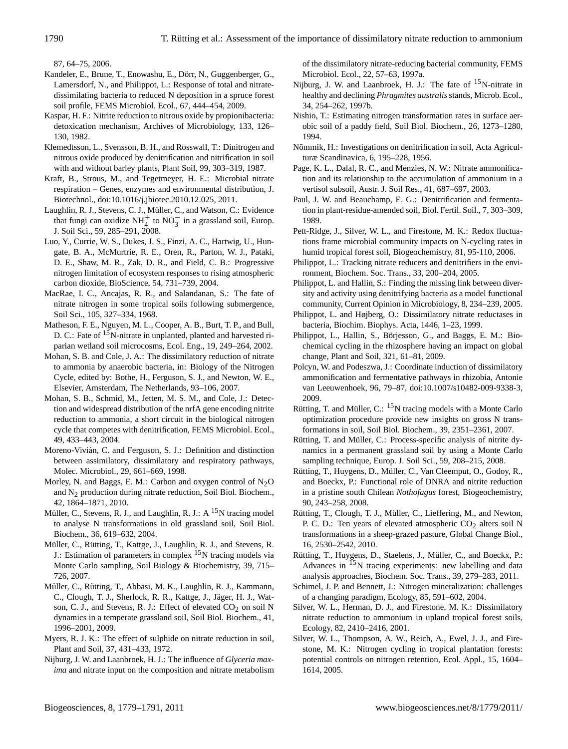87, 64–75, 2006.

Kandeler, E., Brune, T., Enowashu, E., Dörr, N., Guggenberger, G., Lamersdorf, N., and Philippot, L.: Response of total and nitrate-dissimilating bacteria to reduced N deposition in a spruce forest soil profile, FEMS Microbiol. Ecol., 67, 444–454, 2009.

Kaspar, H. F.: Nitrite reduction to nitrous oxide by propionibacteria: detoxication mechanism, Archives of Microbiology, 133, 126–130, 1982.

Klemedtsson, L., Svensson, B. H., and Rosswall, T.: Dinitrogen and nitrous oxide produced by denitrification and nitrification in soil with and without barley plants, Plant Soil, 99, 303–319, 1987.

Kraft, B., Strous, M., and Tegetmeyer, H. E.: Microbial nitrate respiration – Genes, enzymes and environmental distribution, J. Biotechnol., doi:10.1016/j.jbiotec.2010.12.025, 2011.

Laughlin, R. J., Stevens, C. J., Müller, C., and Watson, C.: Evidence that fungi can oxidize $NH_4^+$ to $NO_3^-$ in a grassland soil, Europ. J. Soil Sci., 59, 285–291, 2008.

Luo, Y., Currie, W. S., Dukes, J. S., Finzi, A. C., Hartwig, U., Hungate, B. A., McMurtrie, R. E., Oren, R., Parton, W. J., Pataki, D. E., Shaw, M. R., Zak, D. R., and Field, C. B.: Progressive nitrogen limitation of ecosystem responses to rising atmospheric carbon dioxide, BioScience, 54, 731–739, 2004.

MacRae, I. C., Ancajas, R. R., and Salandanan, S.: The fate of nitrate nitrogen in some tropical soils following submergence, Soil Sci., 105, 327–334, 1968.

Matheson, F. E., Nguyen, M. L., Cooper, A. B., Burt, T. P., and Bull, D. C.: Fate of $^{15}$N-nitrate in unplanted, planted and harvested riparian wetland soil microcosms, Ecol. Eng., 19, 249–264, 2002.

Mohan, S. B. and Cole, J. A.: The dissimilatory reduction of nitrate to ammonia by anaerobic bacteria, in: Biology of the Nitrogen Cycle, edited by: Bothe, H., Ferguson, S. J., and Newton, W. E., Elsevier, Amsterdam, The Netherlands, 93–106, 2007.

Mohan, S. B., Schmid, M., Jetten, M. S. M., and Cole, J.: Detection and widespread distribution of the nrfA gene encoding nitrite reduction to ammonia, a short circuit in the biological nitrogen cycle that competes with denitrification, FEMS Microbiol. Ecol., 49, 433–443, 2004.

Moreno-Vivián, C. and Ferguson, S. J.: Definition and distinction between assimilatory, dissimilatory and respiratory pathways, Molec. Microbiol., 29, 661–669, 1998.

Morley, N. and Baggs, E. M.: Carbon and oxygen control of $N_2O$ and $N_2$ production during nitrate reduction, Soil Biol. Biochem., 42, 1864–1871, 2010.

Müller, C., Stevens, R. J., and Laughlin, R. J.: A $^{15}$N tracing model to analyse N transformations in old grassland soil, Soil Biol. Biochem., 36, 619–632, 2004.

Müller, C., Rütting, T., Kattge, J., Laughlin, R. J., and Stevens, R. J.: Estimation of parameters in complex $^{15}$N tracing models via Monte Carlo sampling, Soil Biology & Biochemistry, 39, 715–726, 2007.

Müller, C., Rütting, T., Abbasi, M. K., Laughlin, R. J., Kammann, C., Clough, T. J., Sherlock, R. R., Kattge, J., Jäger, H. J., Watson, C. J., and Stevens, R. J.: Effect of elevated $CO_2$ on soil N dynamics in a temperate grassland soil, Soil Biol. Biochem., 41, 1996–2001, 2009.

Myers, R. J. K.: The effect of sulphide on nitrate reduction in soil, Plant and Soil, 37, 431–433, 1972.

Nijburg, J. W. and Laanbroek, H. J.: The influence of *Glyceria maxima* and nitrate input on the composition and nitrate metabolism of the dissimilatory nitrate-reducing bacterial community, FEMS Microbiol. Ecol., 22, 57–63, 1997a.

Nijburg, J. W. and Laanbroek, H. J.: The fate of $^{15}$N-nitrate in healthy and declining *Phragmites australis* stands, Microb. Ecol., 34, 254–262, 1997b.

Nishio, T.: Estimating nitrogen transformation rates in surface aerobic soil of a paddy field, Soil Biol. Biochem., 26, 1273–1280, 1994.

Nõmmik, H.: Investigations on denitrification in soil, Acta Agriculturæ Scandinavica, 6, 195–228, 1956.

Page, K. L., Dalal, R. C., and Menzies, N. W.: Nitrate ammonification and its relationship to the accumulation of ammonium in a vertisol subsoil, Austr. J. Soil Res., 41, 687–697, 2003.

Paul, J. W. and Beauchamp, E. G.: Denitrification and fermentation in plant-residue-amended soil, Biol. Fertil. Soil., 7, 303–309, 1989.

Pett-Ridge, J., Silver, W. L., and Firestone, M. K.: Redox fluctuations frame microbial community impacts on N-cycling rates in humid tropical forest soil, Biogeochemistry, 81, 95-110, 2006.

Philippot, L.: Tracking nitrate reducers and denitrifiers in the environment, Biochem. Soc. Trans., 33, 200–204, 2005.

Philippot, L. and Hallin, S.: Finding the missing link between diversity and activity using denitrifying bacteria as a model functional community, Current Opinion in Microbiology, 8, 234–239, 2005.

Philippot, L. and Højberg, O.: Dissimilatory nitrate reductases in bacteria, Biochim. Biophys. Acta, 1446, 1–23, 1999.

Philippot, L., Hallin, S., Börjesson, G., and Baggs, E. M.: Biochemical cycling in the rhizosphere having an impact on global change, Plant and Soil, 321, 61–81, 2009.

Polcyn, W. and Podeszwa, J.: Coordinate induction of dissimilatory ammonification and fermentative pathways in rhizobia, Antonie van Leeuwenhoek, 96, 79–87, doi:10.1007/s10482-009-9338-3, 2009.

Rütting, T. and Müller, C.: $^{15}$N tracing models with a Monte Carlo optimization procedure provide new insights on gross N transformations in soil, Soil Biol. Biochem., 39, 2351–2361, 2007.

Rütting, T. and Müller, C.: Process-specific analysis of nitrite dynamics in a permanent grassland soil by using a Monte Carlo sampling technique, Europ. J. Soil Sci., 59, 208–215, 2008.

Rütting, T., Huygens, D., Müller, C., Van Cleemput, O., Godoy, R., and Boeckx, P.: Functional role of DNRA and nitrite reduction in a pristine south Chilean *Nothofagus* forest, Biogeochemistry, 90, 243–258, 2008.

Rütting, T., Clough, T. J., Müller, C., Lieffering, M., and Newton, P. C. D.: Ten years of elevated atmospheric $CO_2$ alters soil N transformations in a sheep-grazed pasture, Global Change Biol., 16, 2530–2542, 2010.

Rütting, T., Huygens, D., Staelens, J., Müller, C., and Boeckx, P.: Advances in $^{15}$N tracing experiments: new labelling and data analysis approaches, Biochem. Soc. Trans., 39, 279–283, 2011.

Schimel, J. P. and Bennett, J.: Nitrogen mineralization: challenges of a changing paradigm, Ecology, 85, 591–602, 2004.

Silver, W. L., Herman, D. J., and Firestone, M. K.: Dissimilatory nitrate reduction to ammonium in upland tropical forest soils, Ecology, 82, 2410–2416, 2001.

Silver, W. L., Thompson, A. W., Reich, A., Ewel, J. J., and Firestone, M. K.: Nitrogen cycling in tropical plantation forests: potential controls on nitrogen retention, Ecol. Appl., 15, 1604–1614, 2005.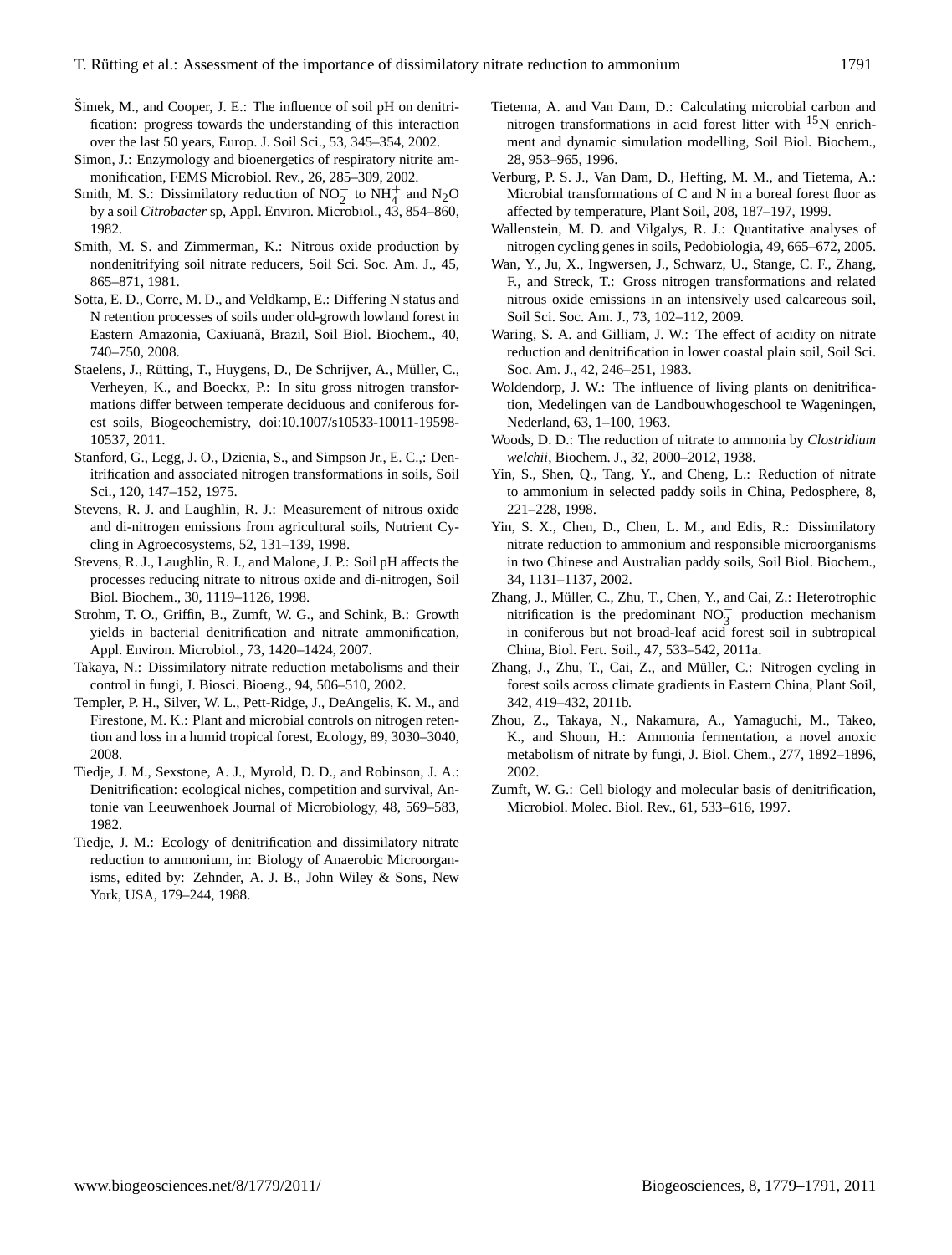Šimek, M., and Cooper, J. E.: The influence of soil pH on denitrification: progress towards the understanding of this interaction over the last 50 years, Europ. J. Soil Sci., 53, 345–354, 2002.

Simon, J.: Enzymology and bioenergetics of respiratory nitrite ammonification, FEMS Microbiol. Rev., 26, 285–309, 2002.

Smith, M. S.: Dissimilatory reduction of $NO_2^-$ to $NH_4^+$ and $N_2O$ by a soil *Citrobacter* sp, Appl. Environ. Microbiol., 43, 854–860, 1982.

Smith, M. S. and Zimmerman, K.: Nitrous oxide production by nondenitrifying soil nitrate reducers, Soil Sci. Soc. Am. J., 45, 865–871, 1981.

Sotta, E. D., Corre, M. D., and Veldkamp, E.: Differing N status and N retention processes of soils under old-growth lowland forest in Eastern Amazonia, Caxiuanã, Brazil, Soil Biol. Biochem., 40, 740–750, 2008.

Staelens, J., Rütting, T., Huygens, D., De Schrijver, A., Müller, C., Verheyen, K., and Boeckx, P.: In situ gross nitrogen transformations differ between temperate deciduous and coniferous forest soils, Biogeochemistry, doi:10.1007/s10533-10011-19598-10537, 2011.

Stanford, G., Legg, J. O., Dzienia, S., and Simpson Jr., E. C.,: Denitrification and associated nitrogen transformations in soils, Soil Sci., 120, 147–152, 1975.

Stevens, R. J. and Laughlin, R. J.: Measurement of nitrous oxide and di-nitrogen emissions from agricultural soils, Nutrient Cycling in Agroecosystems, 52, 131–139, 1998.

Stevens, R. J., Laughlin, R. J., and Malone, J. P.: Soil pH affects the processes reducing nitrate to nitrous oxide and di-nitrogen, Soil Biol. Biochem., 30, 1119–1126, 1998.

Strohm, T. O., Griffin, B., Zumft, W. G., and Schink, B.: Growth yields in bacterial denitrification and nitrate ammonification, Appl. Environ. Microbiol., 73, 1420–1424, 2007.

Takaya, N.: Dissimilatory nitrate reduction metabolisms and their control in fungi, J. Biosci. Bioeng., 94, 506–510, 2002.

Templer, P. H., Silver, W. L., Pett-Ridge, J., DeAngelis, K. M., and Firestone, M. K.: Plant and microbial controls on nitrogen retention and loss in a humid tropical forest, Ecology, 89, 3030–3040, 2008.

Tiedje, J. M., Sexstone, A. J., Myrold, D. D., and Robinson, J. A.: Denitrification: ecological niches, competition and survival, Antonie van Leeuwenhoek Journal of Microbiology, 48, 569–583, 1982.

Tiedje, J. M.: Ecology of denitrification and dissimilatory nitrate reduction to ammonium, in: Biology of Anaerobic Microorganisms, edited by: Zehnder, A. J. B., John Wiley & Sons, New York, USA, 179–244, 1988.

Tietema, A. and Van Dam, D.: Calculating microbial carbon and nitrogen transformations in acid forest litter with $^{15}N$ enrichment and dynamic simulation modelling, Soil Biol. Biochem., 28, 953–965, 1996.

Verburg, P. S. J., Van Dam, D., Hefting, M. M., and Tietema, A.: Microbial transformations of C and N in a boreal forest floor as affected by temperature, Plant Soil, 208, 187–197, 1999.

Wallenstein, M. D. and Vilgalys, R. J.: Quantitative analyses of nitrogen cycling genes in soils, Pedobiologia, 49, 665–672, 2005.

Wan, Y., Ju, X., Ingwersen, J., Schwarz, U., Stange, C. F., Zhang, F., and Streck, T.: Gross nitrogen transformations and related nitrous oxide emissions in an intensively used calcareous soil, Soil Sci. Soc. Am. J., 73, 102–112, 2009.

Waring, S. A. and Gilliam, J. W.: The effect of acidity on nitrate reduction and denitrification in lower coastal plain soil, Soil Sci. Soc. Am. J., 42, 246–251, 1983.

Woldendorp, J. W.: The influence of living plants on denitrification, Medelingen van de Landbouwhogeschool te Wageningen, Nederland, 63, 1–100, 1963.

Woods, D. D.: The reduction of nitrate to ammonia by *Clostridium welchii*, Biochem. J., 32, 2000–2012, 1938.

Yin, S., Shen, Q., Tang, Y., and Cheng, L.: Reduction of nitrate to ammonium in selected paddy soils in China, Pedosphere, 8, 221–228, 1998.

Yin, S. X., Chen, D., Chen, L. M., and Edis, R.: Dissimilatory nitrate reduction to ammonium and responsible microorganisms in two Chinese and Australian paddy soils, Soil Biol. Biochem., 34, 1131–1137, 2002.

Zhang, J., Müller, C., Zhu, T., Chen, Y., and Cai, Z.: Heterotrophic nitrification is the predominant $NO_3^-$ production mechanism in coniferous but not broad-leaf acid forest soil in subtropical China, Biol. Fert. Soil., 47, 533–542, 2011a.

Zhang, J., Zhu, T., Cai, Z., and Müller, C.: Nitrogen cycling in forest soils across climate gradients in Eastern China, Plant Soil, 342, 419–432, 2011b.

Zhou, Z., Takaya, N., Nakamura, A., Yamaguchi, M., Takeo, K., and Shoun, H.: Ammonia fermentation, a novel anoxic metabolism of nitrate by fungi, J. Biol. Chem., 277, 1892–1896, 2002.

Zumft, W. G.: Cell biology and molecular basis of denitrification, Microbiol. Molec. Biol. Rev., 61, 533–616, 1997.